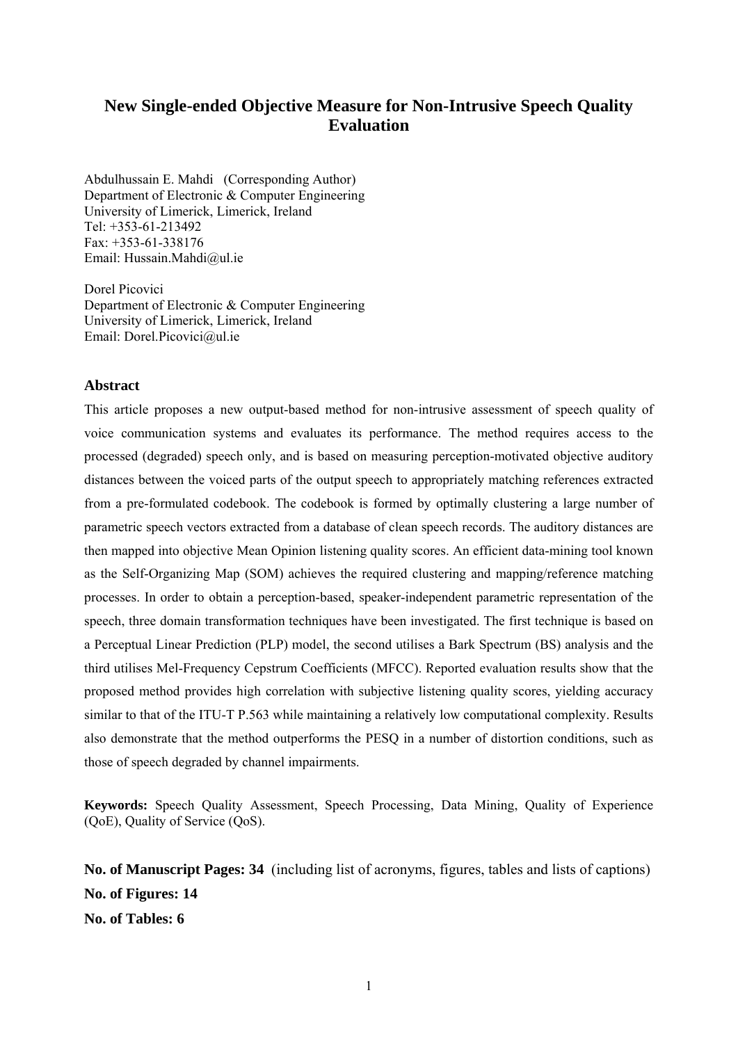# New Single-ended Objective Measure for Non-Intrusive Speech Quality Evaluation

Abdulhussain E. Mahdi (Corresponding Author)
Department of Electronic & Computer Engineering
University of Limerick, Limerick, Ireland
Tel: +353-61-213492
Fax: +353-61-338176
Email: Hussain.Mahdi@ul.ie

Dorel Picovici
Department of Electronic & Computer Engineering
University of Limerick, Limerick, Ireland
Email: Dorel.Picovici@ul.ie

## Abstract

This article proposes a new output-based method for non-intrusive assessment of speech quality of voice communication systems and evaluates its performance. The method requires access to the processed (degraded) speech only, and is based on measuring perception-motivated objective auditory distances between the voiced parts of the output speech to appropriately matching references extracted from a pre-formulated codebook. The codebook is formed by optimally clustering a large number of parametric speech vectors extracted from a database of clean speech records. The auditory distances are then mapped into objective Mean Opinion listening quality scores. An efficient data-mining tool known as the Self-Organizing Map (SOM) achieves the required clustering and mapping/reference matching processes. In order to obtain a perception-based, speaker-independent parametric representation of the speech, three domain transformation techniques have been investigated. The first technique is based on a Perceptual Linear Prediction (PLP) model, the second utilises a Bark Spectrum (BS) analysis and the third utilises Mel-Frequency Cepstrum Coefficients (MFCC). Reported evaluation results show that the proposed method provides high correlation with subjective listening quality scores, yielding accuracy similar to that of the ITU-T P.563 while maintaining a relatively low computational complexity. Results also demonstrate that the method outperforms the PESQ in a number of distortion conditions, such as those of speech degraded by channel impairments.

**Keywords:** Speech Quality Assessment, Speech Processing, Data Mining, Quality of Experience (QoE), Quality of Service (QoS).

**No. of Manuscript Pages: 34** (including list of acronyms, figures, tables and lists of captions)

**No. of Figures: 14**

**No. of Tables: 6**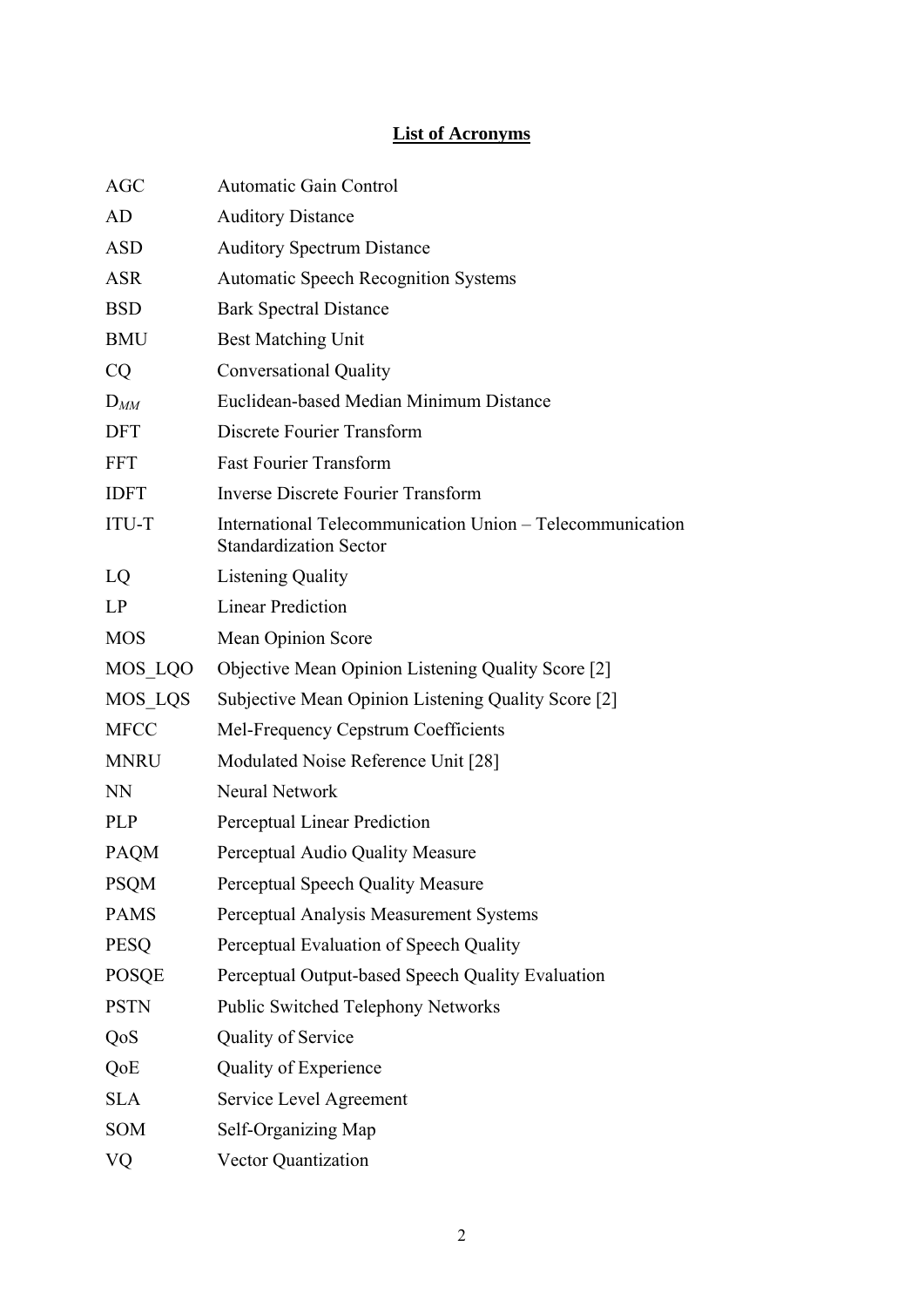## List of Acronyms

| | |
|---|---|
| AGC | Automatic Gain Control |
| AD | Auditory Distance |
| ASD | Auditory Spectrum Distance |
| ASR | Automatic Speech Recognition Systems |
| BSD | Bark Spectral Distance |
| BMU | Best Matching Unit |
| CQ | Conversational Quality |
| $D_{MM}$ | Euclidean-based Median Minimum Distance |
| DFT | Discrete Fourier Transform |
| FFT | Fast Fourier Transform |
| IDFT | Inverse Discrete Fourier Transform |
| ITU-T | International Telecommunication Union – Telecommunication Standardization Sector |
| LQ | Listening Quality |
| LP | Linear Prediction |
| MOS | Mean Opinion Score |
| MOS_LQO | Objective Mean Opinion Listening Quality Score [2] |
| MOS_LQS | Subjective Mean Opinion Listening Quality Score [2] |
| MFCC | Mel-Frequency Cepstrum Coefficients |
| MNRU | Modulated Noise Reference Unit [28] |
| NN | Neural Network |
| PLP | Perceptual Linear Prediction |
| PAQM | Perceptual Audio Quality Measure |
| PSQM | Perceptual Speech Quality Measure |
| PAMS | Perceptual Analysis Measurement Systems |
| PESQ | Perceptual Evaluation of Speech Quality |
| POSQE | Perceptual Output-based Speech Quality Evaluation |
| PSTN | Public Switched Telephony Networks |
| QoS | Quality of Service |
| QoE | Quality of Experience |
| SLA | Service Level Agreement |
| SOM | Self-Organizing Map |
| VQ | Vector Quantization |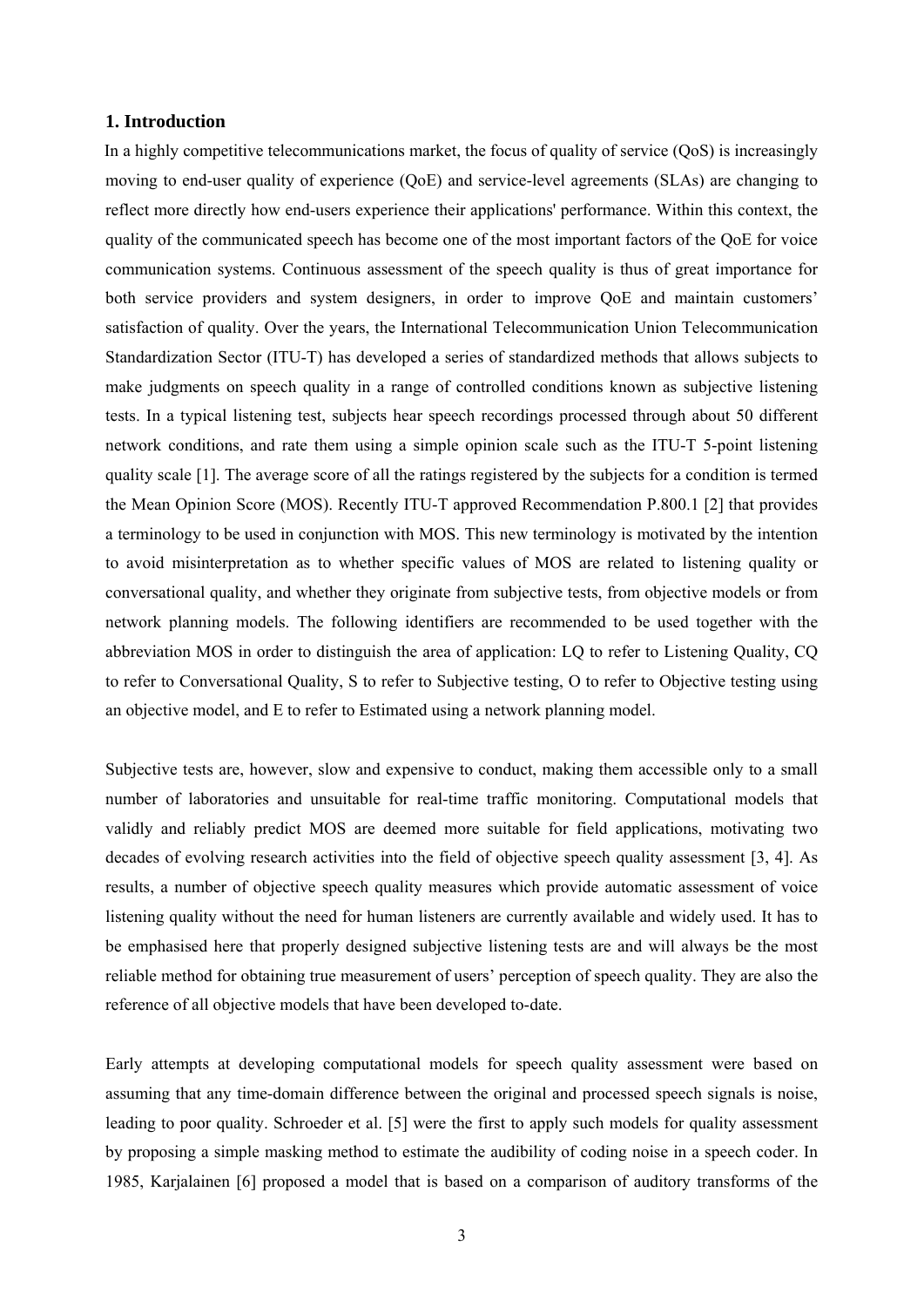## 1. Introduction

In a highly competitive telecommunications market, the focus of quality of service (QoS) is increasingly moving to end-user quality of experience (QoE) and service-level agreements (SLAs) are changing to reflect more directly how end-users experience their applications' performance. Within this context, the quality of the communicated speech has become one of the most important factors of the QoE for voice communication systems. Continuous assessment of the speech quality is thus of great importance for both service providers and system designers, in order to improve QoE and maintain customers' satisfaction of quality. Over the years, the International Telecommunication Union Telecommunication Standardization Sector (ITU-T) has developed a series of standardized methods that allows subjects to make judgments on speech quality in a range of controlled conditions known as subjective listening tests. In a typical listening test, subjects hear speech recordings processed through about 50 different network conditions, and rate them using a simple opinion scale such as the ITU-T 5-point listening quality scale [1]. The average score of all the ratings registered by the subjects for a condition is termed the Mean Opinion Score (MOS). Recently ITU-T approved Recommendation P.800.1 [2] that provides a terminology to be used in conjunction with MOS. This new terminology is motivated by the intention to avoid misinterpretation as to whether specific values of MOS are related to listening quality or conversational quality, and whether they originate from subjective tests, from objective models or from network planning models. The following identifiers are recommended to be used together with the abbreviation MOS in order to distinguish the area of application: LQ to refer to Listening Quality, CQ to refer to Conversational Quality, S to refer to Subjective testing, O to refer to Objective testing using an objective model, and E to refer to Estimated using a network planning model.

Subjective tests are, however, slow and expensive to conduct, making them accessible only to a small number of laboratories and unsuitable for real-time traffic monitoring. Computational models that validly and reliably predict MOS are deemed more suitable for field applications, motivating two decades of evolving research activities into the field of objective speech quality assessment [3, 4]. As results, a number of objective speech quality measures which provide automatic assessment of voice listening quality without the need for human listeners are currently available and widely used. It has to be emphasised here that properly designed subjective listening tests are and will always be the most reliable method for obtaining true measurement of users' perception of speech quality. They are also the reference of all objective models that have been developed to-date.

Early attempts at developing computational models for speech quality assessment were based on assuming that any time-domain difference between the original and processed speech signals is noise, leading to poor quality. Schroeder et al. [5] were the first to apply such models for quality assessment by proposing a simple masking method to estimate the audibility of coding noise in a speech coder. In 1985, Karjalainen [6] proposed a model that is based on a comparison of auditory transforms of the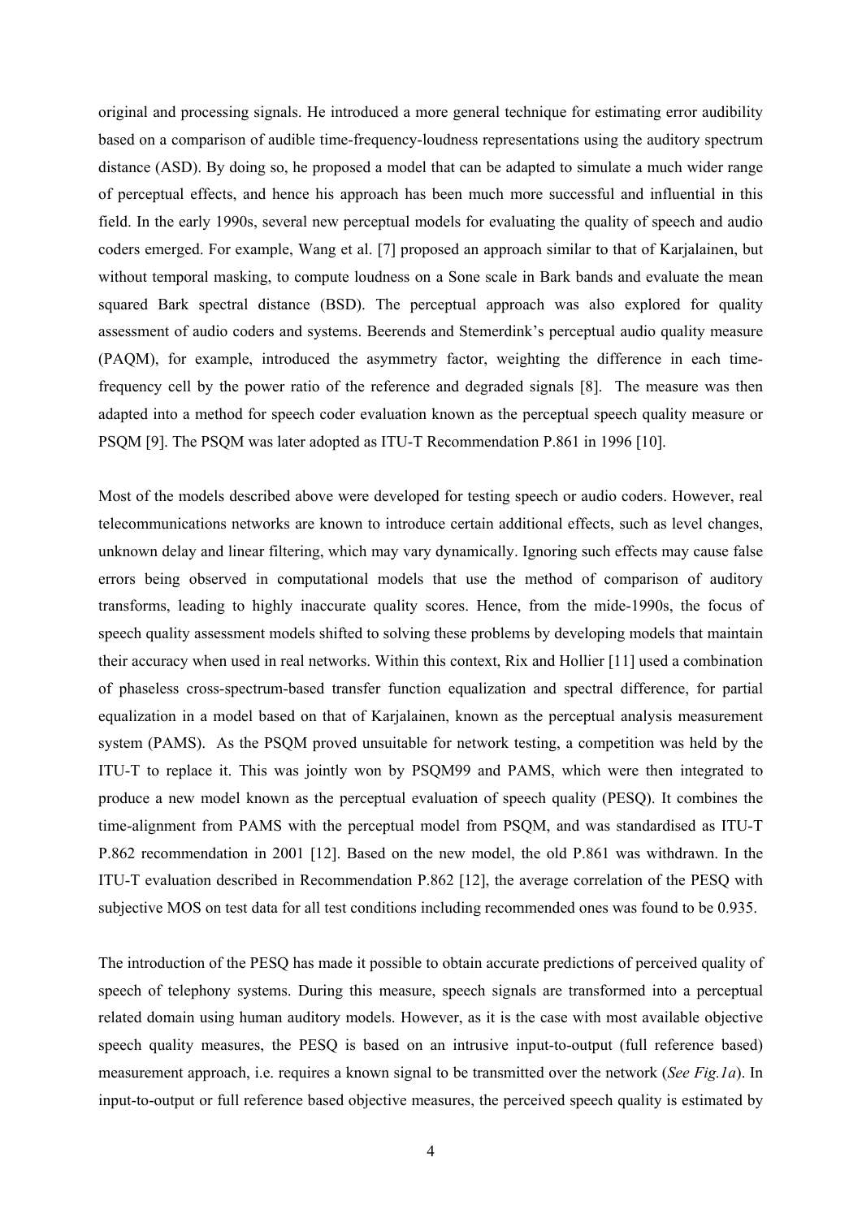original and processing signals. He introduced a more general technique for estimating error audibility based on a comparison of audible time-frequency-loudness representations using the auditory spectrum distance (ASD). By doing so, he proposed a model that can be adapted to simulate a much wider range of perceptual effects, and hence his approach has been much more successful and influential in this field. In the early 1990s, several new perceptual models for evaluating the quality of speech and audio coders emerged. For example, Wang et al. [7] proposed an approach similar to that of Karjalainen, but without temporal masking, to compute loudness on a Sone scale in Bark bands and evaluate the mean squared Bark spectral distance (BSD). The perceptual approach was also explored for quality assessment of audio coders and systems. Beerends and Stemerdink's perceptual audio quality measure (PAQM), for example, introduced the asymmetry factor, weighting the difference in each time-frequency cell by the power ratio of the reference and degraded signals [8]. The measure was then adapted into a method for speech coder evaluation known as the perceptual speech quality measure or PSQM [9]. The PSQM was later adopted as ITU-T Recommendation P.861 in 1996 [10].

Most of the models described above were developed for testing speech or audio coders. However, real telecommunications networks are known to introduce certain additional effects, such as level changes, unknown delay and linear filtering, which may vary dynamically. Ignoring such effects may cause false errors being observed in computational models that use the method of comparison of auditory transforms, leading to highly inaccurate quality scores. Hence, from the mide-1990s, the focus of speech quality assessment models shifted to solving these problems by developing models that maintain their accuracy when used in real networks. Within this context, Rix and Hollier [11] used a combination of phaseless cross-spectrum-based transfer function equalization and spectral difference, for partial equalization in a model based on that of Karjalainen, known as the perceptual analysis measurement system (PAMS). As the PSQM proved unsuitable for network testing, a competition was held by the ITU-T to replace it. This was jointly won by PSQM99 and PAMS, which were then integrated to produce a new model known as the perceptual evaluation of speech quality (PESQ). It combines the time-alignment from PAMS with the perceptual model from PSQM, and was standardised as ITU-T P.862 recommendation in 2001 [12]. Based on the new model, the old P.861 was withdrawn. In the ITU-T evaluation described in Recommendation P.862 [12], the average correlation of the PESQ with subjective MOS on test data for all test conditions including recommended ones was found to be 0.935.

The introduction of the PESQ has made it possible to obtain accurate predictions of perceived quality of speech of telephony systems. During this measure, speech signals are transformed into a perceptual related domain using human auditory models. However, as it is the case with most available objective speech quality measures, the PESQ is based on an intrusive input-to-output (full reference based) measurement approach, i.e. requires a known signal to be transmitted over the network (*See Fig.1a*). In input-to-output or full reference based objective measures, the perceived speech quality is estimated by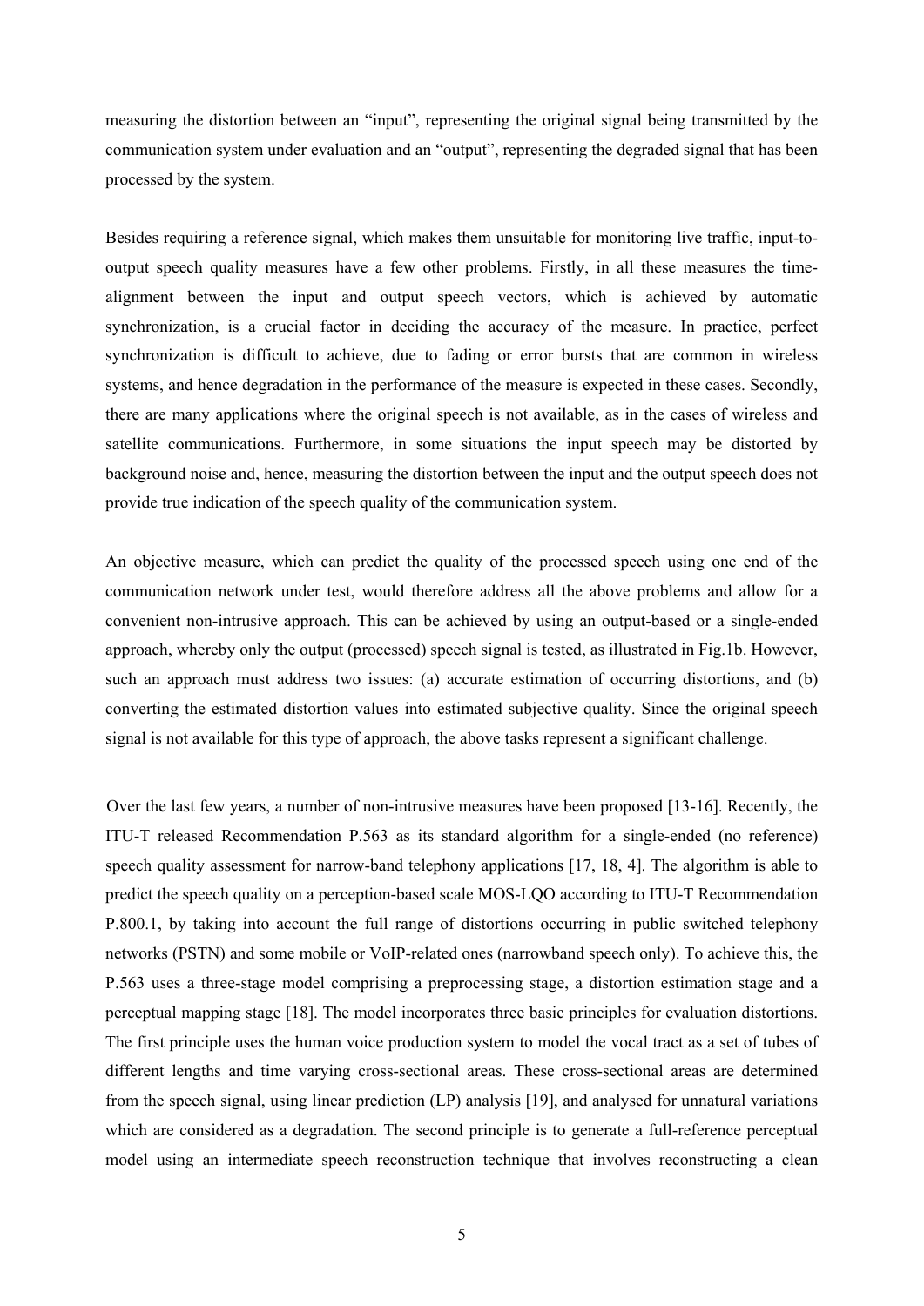measuring the distortion between an "input", representing the original signal being transmitted by the communication system under evaluation and an "output", representing the degraded signal that has been processed by the system.

Besides requiring a reference signal, which makes them unsuitable for monitoring live traffic, input-to-output speech quality measures have a few other problems. Firstly, in all these measures the time-alignment between the input and output speech vectors, which is achieved by automatic synchronization, is a crucial factor in deciding the accuracy of the measure. In practice, perfect synchronization is difficult to achieve, due to fading or error bursts that are common in wireless systems, and hence degradation in the performance of the measure is expected in these cases. Secondly, there are many applications where the original speech is not available, as in the cases of wireless and satellite communications. Furthermore, in some situations the input speech may be distorted by background noise and, hence, measuring the distortion between the input and the output speech does not provide true indication of the speech quality of the communication system.

An objective measure, which can predict the quality of the processed speech using one end of the communication network under test, would therefore address all the above problems and allow for a convenient non-intrusive approach. This can be achieved by using an output-based or a single-ended approach, whereby only the output (processed) speech signal is tested, as illustrated in Fig.1b. However, such an approach must address two issues: (a) accurate estimation of occurring distortions, and (b) converting the estimated distortion values into estimated subjective quality. Since the original speech signal is not available for this type of approach, the above tasks represent a significant challenge.

Over the last few years, a number of non-intrusive measures have been proposed [13-16]. Recently, the ITU-T released Recommendation P.563 as its standard algorithm for a single-ended (no reference) speech quality assessment for narrow-band telephony applications [17, 18, 4]. The algorithm is able to predict the speech quality on a perception-based scale MOS-LQO according to ITU-T Recommendation P.800.1, by taking into account the full range of distortions occurring in public switched telephony networks (PSTN) and some mobile or VoIP-related ones (narrowband speech only). To achieve this, the P.563 uses a three-stage model comprising a preprocessing stage, a distortion estimation stage and a perceptual mapping stage [18]. The model incorporates three basic principles for evaluation distortions. The first principle uses the human voice production system to model the vocal tract as a set of tubes of different lengths and time varying cross-sectional areas. These cross-sectional areas are determined from the speech signal, using linear prediction (LP) analysis [19], and analysed for unnatural variations which are considered as a degradation. The second principle is to generate a full-reference perceptual model using an intermediate speech reconstruction technique that involves reconstructing a clean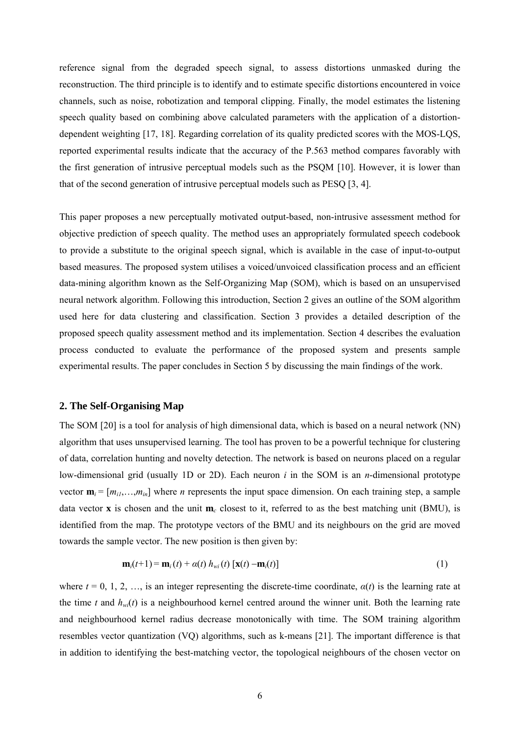reference signal from the degraded speech signal, to assess distortions unmasked during the reconstruction. The third principle is to identify and to estimate specific distortions encountered in voice channels, such as noise, robotization and temporal clipping. Finally, the model estimates the listening speech quality based on combining above calculated parameters with the application of a distortion-dependent weighting [17, 18]. Regarding correlation of its quality predicted scores with the MOS-LQS, reported experimental results indicate that the accuracy of the P.563 method compares favorably with the first generation of intrusive perceptual models such as the PSQM [10]. However, it is lower than that of the second generation of intrusive perceptual models such as PESQ [3, 4].

This paper proposes a new perceptually motivated output-based, non-intrusive assessment method for objective prediction of speech quality. The method uses an appropriately formulated speech codebook to provide a substitute to the original speech signal, which is available in the case of input-to-output based measures. The proposed system utilises a voiced/unvoiced classification process and an efficient data-mining algorithm known as the Self-Organizing Map (SOM), which is based on an unsupervised neural network algorithm. Following this introduction, Section 2 gives an outline of the SOM algorithm used here for data clustering and classification. Section 3 provides a detailed description of the proposed speech quality assessment method and its implementation. Section 4 describes the evaluation process conducted to evaluate the performance of the proposed system and presents sample experimental results. The paper concludes in Section 5 by discussing the main findings of the work.

## 2. The Self-Organising Map

The SOM [20] is a tool for analysis of high dimensional data, which is based on a neural network (NN) algorithm that uses unsupervised learning. The tool has proven to be a powerful technique for clustering of data, correlation hunting and novelty detection. The network is based on neurons placed on a regular low-dimensional grid (usually 1D or 2D). Each neuron $i$ in the SOM is an $n$-dimensional prototype vector $\mathbf{m}_i = [m_{i1},\ldots,m_{in}]$ where $n$ represents the input space dimension. On each training step, a sample data vector $\mathbf{x}$ is chosen and the unit $\mathbf{m}_c$ closest to it, referred to as the best matching unit (BMU), is identified from the map. The prototype vectors of the BMU and its neighbours on the grid are moved towards the sample vector. The new position is then given by:

$$\mathbf{m}_i(t+1) = \mathbf{m}_i(t) + \alpha(t)\, h_{wi}(t)\, [\mathbf{x}(t) - \mathbf{m}_i(t)] \tag{1}$$

where $t = 0, 1, 2, \ldots$, is an integer representing the discrete-time coordinate, $\alpha(t)$ is the learning rate at the time $t$ and $h_{wi}(t)$ is a neighbourhood kernel centred around the winner unit. Both the learning rate and neighbourhood kernel radius decrease monotonically with time. The SOM training algorithm resembles vector quantization (VQ) algorithms, such as k-means [21]. The important difference is that in addition to identifying the best-matching vector, the topological neighbours of the chosen vector on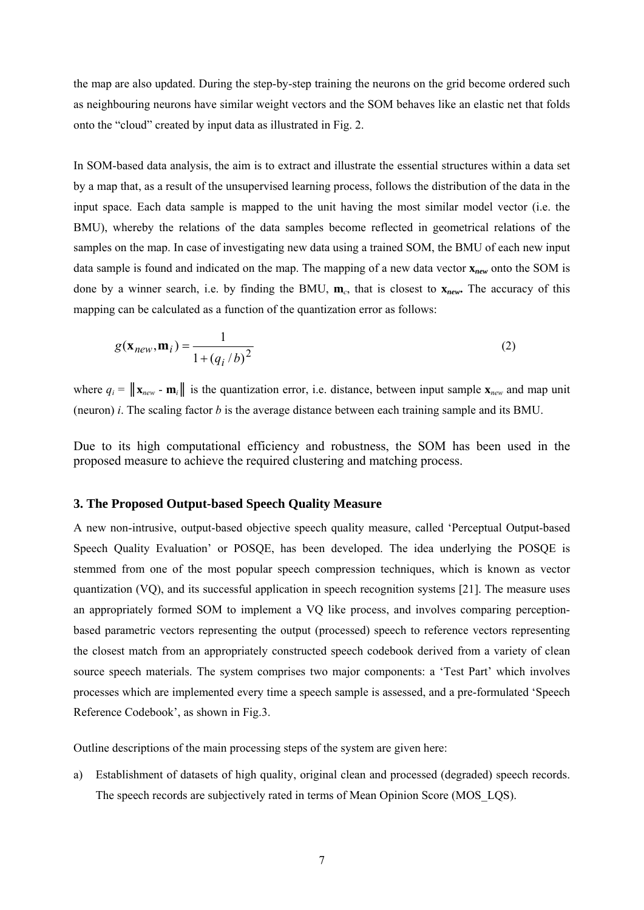the map are also updated. During the step-by-step training the neurons on the grid become ordered such as neighbouring neurons have similar weight vectors and the SOM behaves like an elastic net that folds onto the "cloud" created by input data as illustrated in Fig. 2.

In SOM-based data analysis, the aim is to extract and illustrate the essential structures within a data set by a map that, as a result of the unsupervised learning process, follows the distribution of the data in the input space. Each data sample is mapped to the unit having the most similar model vector (i.e. the BMU), whereby the relations of the data samples become reflected in geometrical relations of the samples on the map. In case of investigating new data using a trained SOM, the BMU of each new input data sample is found and indicated on the map. The mapping of a new data vector $\mathbf{x}_{new}$ onto the SOM is done by a winner search, i.e. by finding the BMU, $\mathbf{m}_c$, that is closest to $\mathbf{x}_{new}$. The accuracy of this mapping can be calculated as a function of the quantization error as follows:

$$g(\mathbf{x}_{new}, \mathbf{m}_i) = \frac{1}{1 + (q_i / b)^2} \tag{2}$$

where $q_i = \|\mathbf{x}_{new} - \mathbf{m}_i\|$ is the quantization error, i.e. distance, between input sample $\mathbf{x}_{new}$ and map unit (neuron) $i$. The scaling factor $b$ is the average distance between each training sample and its BMU.

Due to its high computational efficiency and robustness, the SOM has been used in the proposed measure to achieve the required clustering and matching process.

### 3. The Proposed Output-based Speech Quality Measure

A new non-intrusive, output-based objective speech quality measure, called 'Perceptual Output-based Speech Quality Evaluation' or POSQE, has been developed. The idea underlying the POSQE is stemmed from one of the most popular speech compression techniques, which is known as vector quantization (VQ), and its successful application in speech recognition systems [21]. The measure uses an appropriately formed SOM to implement a VQ like process, and involves comparing perception-based parametric vectors representing the output (processed) speech to reference vectors representing the closest match from an appropriately constructed speech codebook derived from a variety of clean source speech materials. The system comprises two major components: a 'Test Part' which involves processes which are implemented every time a speech sample is assessed, and a pre-formulated 'Speech Reference Codebook', as shown in Fig.3.

Outline descriptions of the main processing steps of the system are given here:

a) Establishment of datasets of high quality, original clean and processed (degraded) speech records. The speech records are subjectively rated in terms of Mean Opinion Score (MOS_LQS).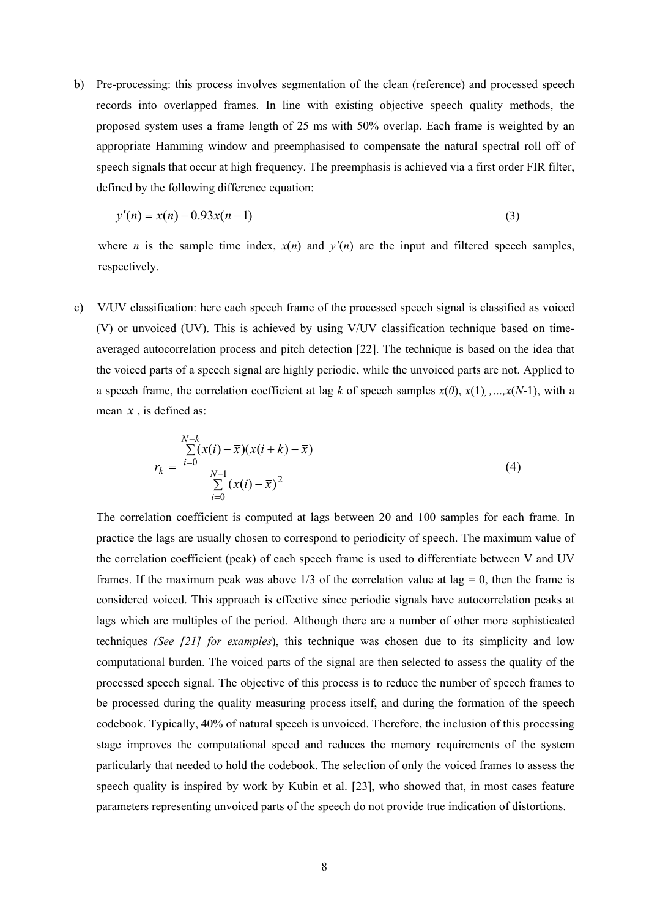b) Pre-processing: this process involves segmentation of the clean (reference) and processed speech records into overlapped frames. In line with existing objective speech quality methods, the proposed system uses a frame length of 25 ms with 50% overlap. Each frame is weighted by an appropriate Hamming window and preemphasised to compensate the natural spectral roll off of speech signals that occur at high frequency. The preemphasis is achieved via a first order FIR filter, defined by the following difference equation:

$$y'(n) = x(n) - 0.93x(n-1) \tag{3}$$

where $n$ is the sample time index, $x(n)$ and $y'(n)$ are the input and filtered speech samples, respectively.

c) V/UV classification: here each speech frame of the processed speech signal is classified as voiced (V) or unvoiced (UV). This is achieved by using V/UV classification technique based on time-averaged autocorrelation process and pitch detection [22]. The technique is based on the idea that the voiced parts of a speech signal are highly periodic, while the unvoiced parts are not. Applied to a speech frame, the correlation coefficient at lag $k$ of speech samples $x(0)$, $x(1)$, ...,$x(N$-1), with a mean $\bar{x}$, is defined as:

$$r_k = \frac{\sum_{i=0}^{N-k}(x(i)-\bar{x})(x(i+k)-\bar{x})}{\sum_{i=0}^{N-1}(x(i)-\bar{x})^2} \tag{4}$$

The correlation coefficient is computed at lags between 20 and 100 samples for each frame. In practice the lags are usually chosen to correspond to periodicity of speech. The maximum value of the correlation coefficient (peak) of each speech frame is used to differentiate between V and UV frames. If the maximum peak was above 1/3 of the correlation value at lag = 0, then the frame is considered voiced. This approach is effective since periodic signals have autocorrelation peaks at lags which are multiples of the period. Although there are a number of other more sophisticated techniques *(See [21] for examples*), this technique was chosen due to its simplicity and low computational burden. The voiced parts of the signal are then selected to assess the quality of the processed speech signal. The objective of this process is to reduce the number of speech frames to be processed during the quality measuring process itself, and during the formation of the speech codebook. Typically, 40% of natural speech is unvoiced. Therefore, the inclusion of this processing stage improves the computational speed and reduces the memory requirements of the system particularly that needed to hold the codebook. The selection of only the voiced frames to assess the speech quality is inspired by work by Kubin et al. [23], who showed that, in most cases feature parameters representing unvoiced parts of the speech do not provide true indication of distortions.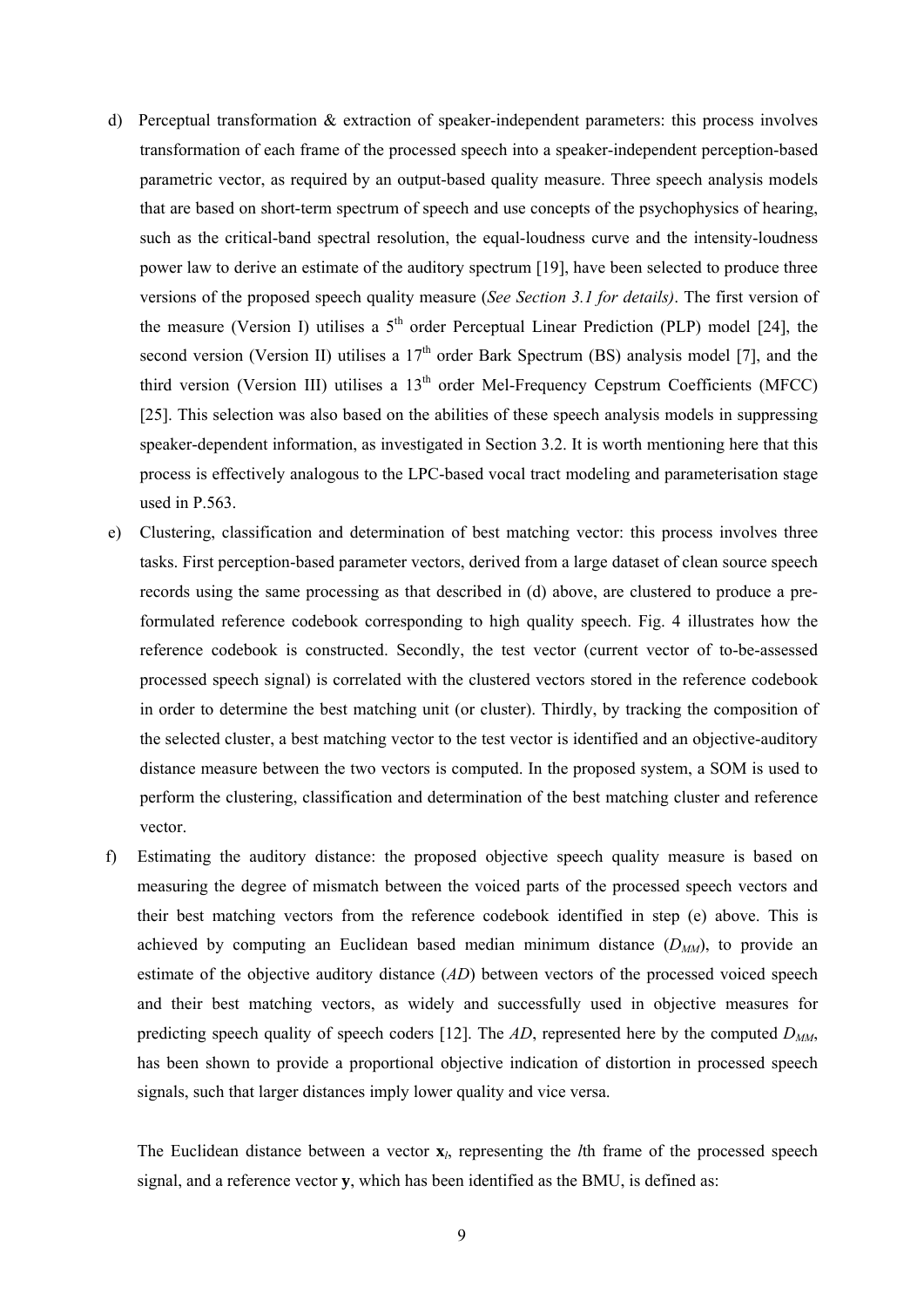d) Perceptual transformation & extraction of speaker-independent parameters: this process involves transformation of each frame of the processed speech into a speaker-independent perception-based parametric vector, as required by an output-based quality measure. Three speech analysis models that are based on short-term spectrum of speech and use concepts of the psychophysics of hearing, such as the critical-band spectral resolution, the equal-loudness curve and the intensity-loudness power law to derive an estimate of the auditory spectrum [19], have been selected to produce three versions of the proposed speech quality measure (*See Section 3.1 for details)*. The first version of the measure (Version I) utilises a 5$^{th}$ order Perceptual Linear Prediction (PLP) model [24], the second version (Version II) utilises a 17$^{th}$ order Bark Spectrum (BS) analysis model [7], and the third version (Version III) utilises a 13$^{th}$ order Mel-Frequency Cepstrum Coefficients (MFCC) [25]. This selection was also based on the abilities of these speech analysis models in suppressing speaker-dependent information, as investigated in Section 3.2. It is worth mentioning here that this process is effectively analogous to the LPC-based vocal tract modeling and parameterisation stage used in P.563.

e) Clustering, classification and determination of best matching vector: this process involves three tasks. First perception-based parameter vectors, derived from a large dataset of clean source speech records using the same processing as that described in (d) above, are clustered to produce a pre-formulated reference codebook corresponding to high quality speech. Fig. 4 illustrates how the reference codebook is constructed. Secondly, the test vector (current vector of to-be-assessed processed speech signal) is correlated with the clustered vectors stored in the reference codebook in order to determine the best matching unit (or cluster). Thirdly, by tracking the composition of the selected cluster, a best matching vector to the test vector is identified and an objective-auditory distance measure between the two vectors is computed. In the proposed system, a SOM is used to perform the clustering, classification and determination of the best matching cluster and reference vector.

f) Estimating the auditory distance: the proposed objective speech quality measure is based on measuring the degree of mismatch between the voiced parts of the processed speech vectors and their best matching vectors from the reference codebook identified in step (e) above. This is achieved by computing an Euclidean based median minimum distance ($D_{MM}$), to provide an estimate of the objective auditory distance ($AD$) between vectors of the processed voiced speech and their best matching vectors, as widely and successfully used in objective measures for predicting speech quality of speech coders [12]. The $AD$, represented here by the computed $D_{MM}$, has been shown to provide a proportional objective indication of distortion in processed speech signals, such that larger distances imply lower quality and vice versa.

The Euclidean distance between a vector $\mathbf{x}_l$, representing the $l$th frame of the processed speech signal, and a reference vector $\mathbf{y}$, which has been identified as the BMU, is defined as: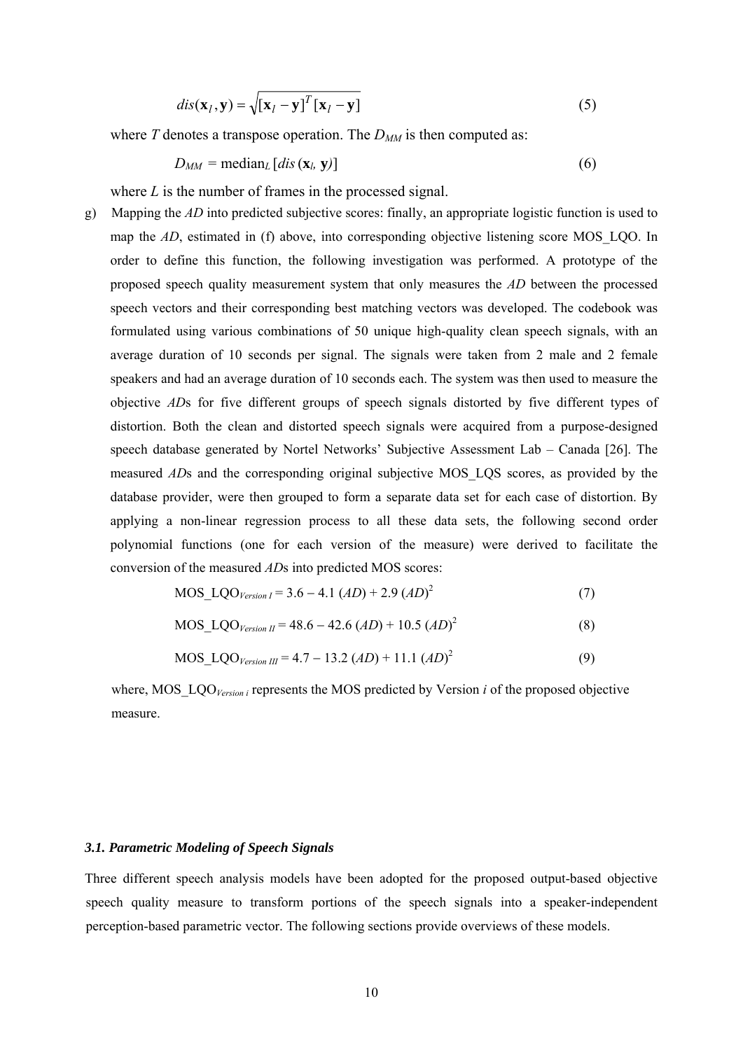$$dis(\mathbf{x}_l, \mathbf{y}) = \sqrt{[\mathbf{x}_l - \mathbf{y}]^T [\mathbf{x}_l - \mathbf{y}]} \qquad (5)$$

where $T$ denotes a transpose operation. The $D_{MM}$ is then computed as:

$$D_{MM} = \text{median}_L [dis(\mathbf{x}_l, \mathbf{y})] \qquad (6)$$

where $L$ is the number of frames in the processed signal.

g) Mapping the *AD* into predicted subjective scores: finally, an appropriate logistic function is used to map the *AD*, estimated in (f) above, into corresponding objective listening score MOS_LQO. In order to define this function, the following investigation was performed. A prototype of the proposed speech quality measurement system that only measures the *AD* between the processed speech vectors and their corresponding best matching vectors was developed. The codebook was formulated using various combinations of 50 unique high-quality clean speech signals, with an average duration of 10 seconds per signal. The signals were taken from 2 male and 2 female speakers and had an average duration of 10 seconds each. The system was then used to measure the objective *AD*s for five different groups of speech signals distorted by five different types of distortion. Both the clean and distorted speech signals were acquired from a purpose-designed speech database generated by Nortel Networks' Subjective Assessment Lab – Canada [26]. The measured *AD*s and the corresponding original subjective MOS_LQS scores, as provided by the database provider, were then grouped to form a separate data set for each case of distortion. By applying a non-linear regression process to all these data sets, the following second order polynomial functions (one for each version of the measure) were derived to facilitate the conversion of the measured *AD*s into predicted MOS scores:

$$\text{MOS\_LQO}_{Version\ I} = 3.6 - 4.1\,(AD) + 2.9\,(AD)^2 \qquad (7)$$

$$\text{MOS\_LQO}_{Version\ II} = 48.6 - 42.6\,(AD) + 10.5\,(AD)^2 \qquad (8)$$

$$\text{MOS\_LQO}_{Version\ III} = 4.7 - 13.2\,(AD) + 11.1\,(AD)^2 \qquad (9)$$

where, $\text{MOS\_LQO}_{Version\ i}$ represents the MOS predicted by Version $i$ of the proposed objective measure.

### *3.1. Parametric Modeling of Speech Signals*

Three different speech analysis models have been adopted for the proposed output-based objective speech quality measure to transform portions of the speech signals into a speaker-independent perception-based parametric vector. The following sections provide overviews of these models.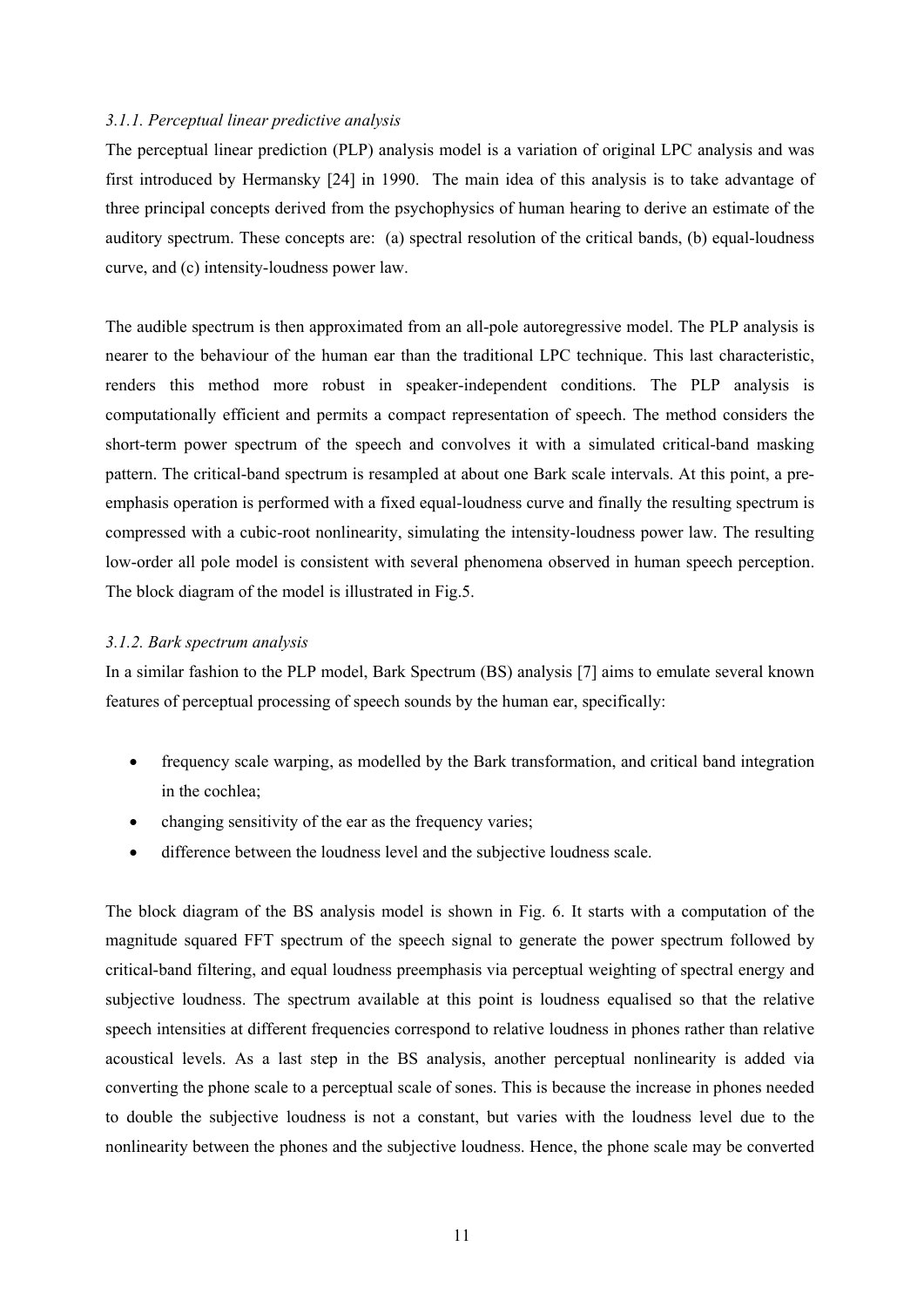### *3.1.1. Perceptual linear predictive analysis*

The perceptual linear prediction (PLP) analysis model is a variation of original LPC analysis and was first introduced by Hermansky [24] in 1990. The main idea of this analysis is to take advantage of three principal concepts derived from the psychophysics of human hearing to derive an estimate of the auditory spectrum. These concepts are: (a) spectral resolution of the critical bands, (b) equal-loudness curve, and (c) intensity-loudness power law.

The audible spectrum is then approximated from an all-pole autoregressive model. The PLP analysis is nearer to the behaviour of the human ear than the traditional LPC technique. This last characteristic, renders this method more robust in speaker-independent conditions. The PLP analysis is computationally efficient and permits a compact representation of speech. The method considers the short-term power spectrum of the speech and convolves it with a simulated critical-band masking pattern. The critical-band spectrum is resampled at about one Bark scale intervals. At this point, a pre-emphasis operation is performed with a fixed equal-loudness curve and finally the resulting spectrum is compressed with a cubic-root nonlinearity, simulating the intensity-loudness power law. The resulting low-order all pole model is consistent with several phenomena observed in human speech perception. The block diagram of the model is illustrated in Fig.5.

### *3.1.2. Bark spectrum analysis*

In a similar fashion to the PLP model, Bark Spectrum (BS) analysis [7] aims to emulate several known features of perceptual processing of speech sounds by the human ear, specifically:

- frequency scale warping, as modelled by the Bark transformation, and critical band integration in the cochlea;
- changing sensitivity of the ear as the frequency varies;
- difference between the loudness level and the subjective loudness scale.

The block diagram of the BS analysis model is shown in Fig. 6. It starts with a computation of the magnitude squared FFT spectrum of the speech signal to generate the power spectrum followed by critical-band filtering, and equal loudness preemphasis via perceptual weighting of spectral energy and subjective loudness. The spectrum available at this point is loudness equalised so that the relative speech intensities at different frequencies correspond to relative loudness in phones rather than relative acoustical levels. As a last step in the BS analysis, another perceptual nonlinearity is added via converting the phone scale to a perceptual scale of sones. This is because the increase in phones needed to double the subjective loudness is not a constant, but varies with the loudness level due to the nonlinearity between the phones and the subjective loudness. Hence, the phone scale may be converted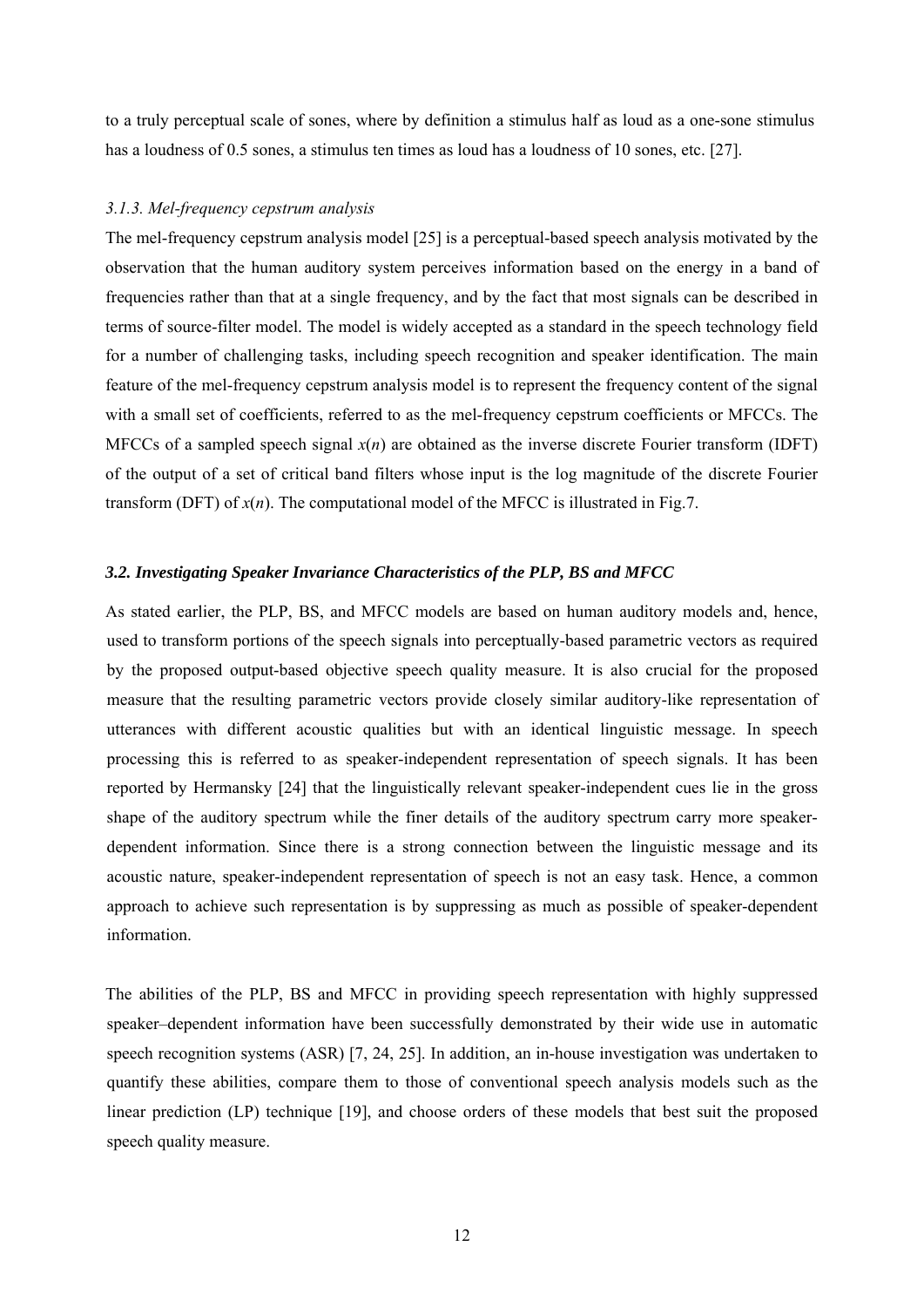to a truly perceptual scale of sones, where by definition a stimulus half as loud as a one-sone stimulus has a loudness of 0.5 sones, a stimulus ten times as loud has a loudness of 10 sones, etc. [27].

#### *3.1.3. Mel-frequency cepstrum analysis*

The mel-frequency cepstrum analysis model [25] is a perceptual-based speech analysis motivated by the observation that the human auditory system perceives information based on the energy in a band of frequencies rather than that at a single frequency, and by the fact that most signals can be described in terms of source-filter model. The model is widely accepted as a standard in the speech technology field for a number of challenging tasks, including speech recognition and speaker identification. The main feature of the mel-frequency cepstrum analysis model is to represent the frequency content of the signal with a small set of coefficients, referred to as the mel-frequency cepstrum coefficients or MFCCs. The MFCCs of a sampled speech signal $x(n)$ are obtained as the inverse discrete Fourier transform (IDFT) of the output of a set of critical band filters whose input is the log magnitude of the discrete Fourier transform (DFT) of $x(n)$. The computational model of the MFCC is illustrated in Fig.7.

### *3.2. Investigating Speaker Invariance Characteristics of the PLP, BS and MFCC*

As stated earlier, the PLP, BS, and MFCC models are based on human auditory models and, hence, used to transform portions of the speech signals into perceptually-based parametric vectors as required by the proposed output-based objective speech quality measure. It is also crucial for the proposed measure that the resulting parametric vectors provide closely similar auditory-like representation of utterances with different acoustic qualities but with an identical linguistic message. In speech processing this is referred to as speaker-independent representation of speech signals. It has been reported by Hermansky [24] that the linguistically relevant speaker-independent cues lie in the gross shape of the auditory spectrum while the finer details of the auditory spectrum carry more speaker-dependent information. Since there is a strong connection between the linguistic message and its acoustic nature, speaker-independent representation of speech is not an easy task. Hence, a common approach to achieve such representation is by suppressing as much as possible of speaker-dependent information.

The abilities of the PLP, BS and MFCC in providing speech representation with highly suppressed speaker–dependent information have been successfully demonstrated by their wide use in automatic speech recognition systems (ASR) [7, 24, 25]. In addition, an in-house investigation was undertaken to quantify these abilities, compare them to those of conventional speech analysis models such as the linear prediction (LP) technique [19], and choose orders of these models that best suit the proposed speech quality measure.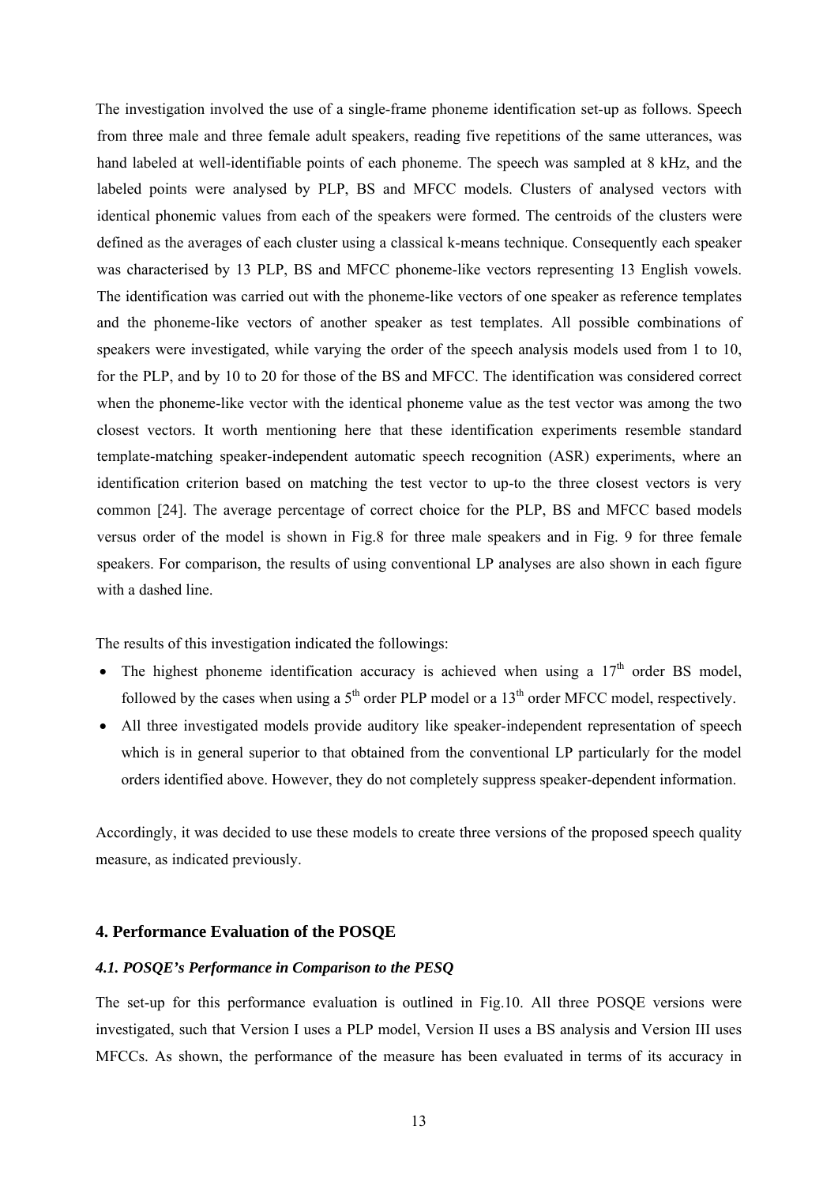The investigation involved the use of a single-frame phoneme identification set-up as follows. Speech from three male and three female adult speakers, reading five repetitions of the same utterances, was hand labeled at well-identifiable points of each phoneme. The speech was sampled at 8 kHz, and the labeled points were analysed by PLP, BS and MFCC models. Clusters of analysed vectors with identical phonemic values from each of the speakers were formed. The centroids of the clusters were defined as the averages of each cluster using a classical k-means technique. Consequently each speaker was characterised by 13 PLP, BS and MFCC phoneme-like vectors representing 13 English vowels. The identification was carried out with the phoneme-like vectors of one speaker as reference templates and the phoneme-like vectors of another speaker as test templates. All possible combinations of speakers were investigated, while varying the order of the speech analysis models used from 1 to 10, for the PLP, and by 10 to 20 for those of the BS and MFCC. The identification was considered correct when the phoneme-like vector with the identical phoneme value as the test vector was among the two closest vectors. It worth mentioning here that these identification experiments resemble standard template-matching speaker-independent automatic speech recognition (ASR) experiments, where an identification criterion based on matching the test vector to up-to the three closest vectors is very common [24]. The average percentage of correct choice for the PLP, BS and MFCC based models versus order of the model is shown in Fig.8 for three male speakers and in Fig. 9 for three female speakers. For comparison, the results of using conventional LP analyses are also shown in each figure with a dashed line.

The results of this investigation indicated the followings:

- The highest phoneme identification accuracy is achieved when using a 17th order BS model, followed by the cases when using a 5th order PLP model or a 13th order MFCC model, respectively.
- All three investigated models provide auditory like speaker-independent representation of speech which is in general superior to that obtained from the conventional LP particularly for the model orders identified above. However, they do not completely suppress speaker-dependent information.

Accordingly, it was decided to use these models to create three versions of the proposed speech quality measure, as indicated previously.

## 4. Performance Evaluation of the POSQE

### *4.1. POSQE's Performance in Comparison to the PESQ*

The set-up for this performance evaluation is outlined in Fig.10. All three POSQE versions were investigated, such that Version I uses a PLP model, Version II uses a BS analysis and Version III uses MFCCs. As shown, the performance of the measure has been evaluated in terms of its accuracy in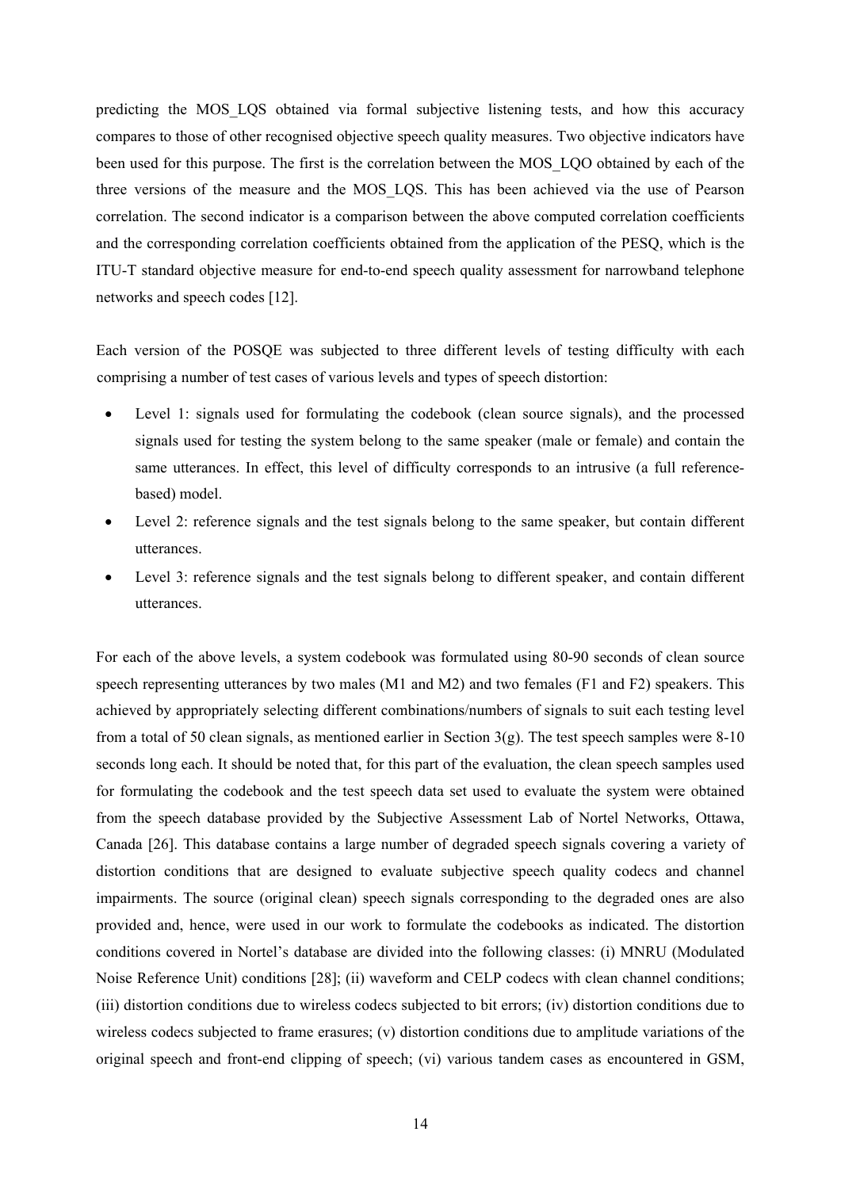predicting the MOS_LQS obtained via formal subjective listening tests, and how this accuracy compares to those of other recognised objective speech quality measures. Two objective indicators have been used for this purpose. The first is the correlation between the MOS_LQO obtained by each of the three versions of the measure and the MOS_LQS. This has been achieved via the use of Pearson correlation. The second indicator is a comparison between the above computed correlation coefficients and the corresponding correlation coefficients obtained from the application of the PESQ, which is the ITU-T standard objective measure for end-to-end speech quality assessment for narrowband telephone networks and speech codes [12].

Each version of the POSQE was subjected to three different levels of testing difficulty with each comprising a number of test cases of various levels and types of speech distortion:

- Level 1: signals used for formulating the codebook (clean source signals), and the processed signals used for testing the system belong to the same speaker (male or female) and contain the same utterances. In effect, this level of difficulty corresponds to an intrusive (a full reference-based) model.
- Level 2: reference signals and the test signals belong to the same speaker, but contain different utterances.
- Level 3: reference signals and the test signals belong to different speaker, and contain different utterances.

For each of the above levels, a system codebook was formulated using 80-90 seconds of clean source speech representing utterances by two males (M1 and M2) and two females (F1 and F2) speakers. This achieved by appropriately selecting different combinations/numbers of signals to suit each testing level from a total of 50 clean signals, as mentioned earlier in Section 3(g). The test speech samples were 8-10 seconds long each. It should be noted that, for this part of the evaluation, the clean speech samples used for formulating the codebook and the test speech data set used to evaluate the system were obtained from the speech database provided by the Subjective Assessment Lab of Nortel Networks, Ottawa, Canada [26]. This database contains a large number of degraded speech signals covering a variety of distortion conditions that are designed to evaluate subjective speech quality codecs and channel impairments. The source (original clean) speech signals corresponding to the degraded ones are also provided and, hence, were used in our work to formulate the codebooks as indicated. The distortion conditions covered in Nortel's database are divided into the following classes: (i) MNRU (Modulated Noise Reference Unit) conditions [28]; (ii) waveform and CELP codecs with clean channel conditions; (iii) distortion conditions due to wireless codecs subjected to bit errors; (iv) distortion conditions due to wireless codecs subjected to frame erasures; (v) distortion conditions due to amplitude variations of the original speech and front-end clipping of speech; (vi) various tandem cases as encountered in GSM,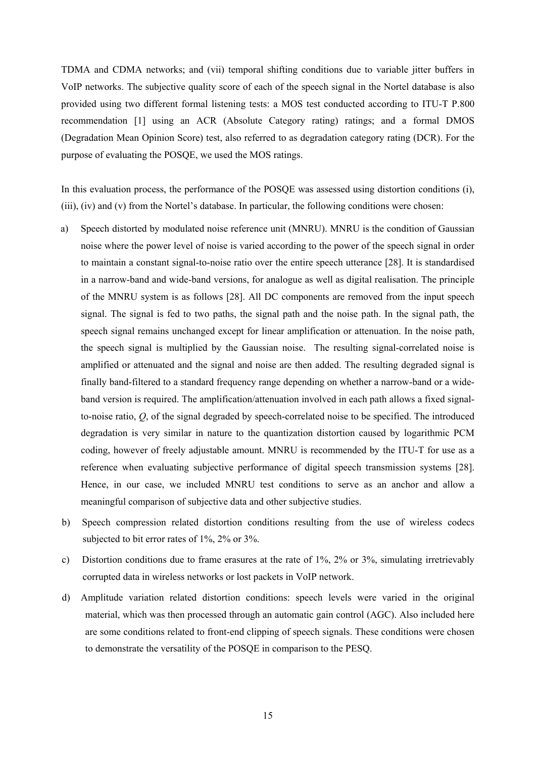TDMA and CDMA networks; and (vii) temporal shifting conditions due to variable jitter buffers in VoIP networks. The subjective quality score of each of the speech signal in the Nortel database is also provided using two different formal listening tests: a MOS test conducted according to ITU-T P.800 recommendation [1] using an ACR (Absolute Category rating) ratings; and a formal DMOS (Degradation Mean Opinion Score) test, also referred to as degradation category rating (DCR). For the purpose of evaluating the POSQE, we used the MOS ratings.

In this evaluation process, the performance of the POSQE was assessed using distortion conditions (i), (iii), (iv) and (v) from the Nortel's database. In particular, the following conditions were chosen:

a) Speech distorted by modulated noise reference unit (MNRU). MNRU is the condition of Gaussian noise where the power level of noise is varied according to the power of the speech signal in order to maintain a constant signal-to-noise ratio over the entire speech utterance [28]. It is standardised in a narrow-band and wide-band versions, for analogue as well as digital realisation. The principle of the MNRU system is as follows [28]. All DC components are removed from the input speech signal. The signal is fed to two paths, the signal path and the noise path. In the signal path, the speech signal remains unchanged except for linear amplification or attenuation. In the noise path, the speech signal is multiplied by the Gaussian noise. The resulting signal-correlated noise is amplified or attenuated and the signal and noise are then added. The resulting degraded signal is finally band-filtered to a standard frequency range depending on whether a narrow-band or a wide-band version is required. The amplification/attenuation involved in each path allows a fixed signal-to-noise ratio, $Q$, of the signal degraded by speech-correlated noise to be specified. The introduced degradation is very similar in nature to the quantization distortion caused by logarithmic PCM coding, however of freely adjustable amount. MNRU is recommended by the ITU-T for use as a reference when evaluating subjective performance of digital speech transmission systems [28]. Hence, in our case, we included MNRU test conditions to serve as an anchor and allow a meaningful comparison of subjective data and other subjective studies.

b) Speech compression related distortion conditions resulting from the use of wireless codecs subjected to bit error rates of 1%, 2% or 3%.

c) Distortion conditions due to frame erasures at the rate of 1%, 2% or 3%, simulating irretrievably corrupted data in wireless networks or lost packets in VoIP network.

d) Amplitude variation related distortion conditions: speech levels were varied in the original material, which was then processed through an automatic gain control (AGC). Also included here are some conditions related to front-end clipping of speech signals. These conditions were chosen to demonstrate the versatility of the POSQE in comparison to the PESQ.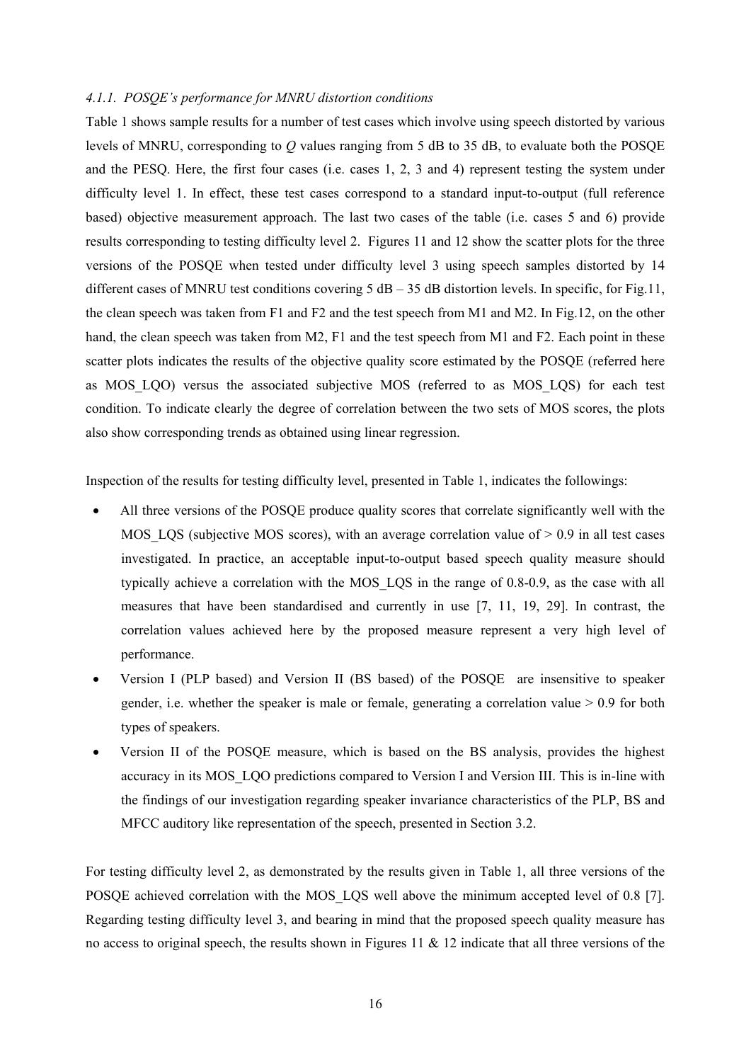#### *4.1.1. POSQE's performance for MNRU distortion conditions*

Table 1 shows sample results for a number of test cases which involve using speech distorted by various levels of MNRU, corresponding to *Q* values ranging from 5 dB to 35 dB, to evaluate both the POSQE and the PESQ. Here, the first four cases (i.e. cases 1, 2, 3 and 4) represent testing the system under difficulty level 1. In effect, these test cases correspond to a standard input-to-output (full reference based) objective measurement approach. The last two cases of the table (i.e. cases 5 and 6) provide results corresponding to testing difficulty level 2. Figures 11 and 12 show the scatter plots for the three versions of the POSQE when tested under difficulty level 3 using speech samples distorted by 14 different cases of MNRU test conditions covering 5 dB – 35 dB distortion levels. In specific, for Fig.11, the clean speech was taken from F1 and F2 and the test speech from M1 and M2. In Fig.12, on the other hand, the clean speech was taken from M2, F1 and the test speech from M1 and F2. Each point in these scatter plots indicates the results of the objective quality score estimated by the POSQE (referred here as MOS_LQO) versus the associated subjective MOS (referred to as MOS_LQS) for each test condition. To indicate clearly the degree of correlation between the two sets of MOS scores, the plots also show corresponding trends as obtained using linear regression.

Inspection of the results for testing difficulty level, presented in Table 1, indicates the followings:

- All three versions of the POSQE produce quality scores that correlate significantly well with the MOS_LQS (subjective MOS scores), with an average correlation value of > 0.9 in all test cases investigated. In practice, an acceptable input-to-output based speech quality measure should typically achieve a correlation with the MOS_LQS in the range of 0.8-0.9, as the case with all measures that have been standardised and currently in use [7, 11, 19, 29]. In contrast, the correlation values achieved here by the proposed measure represent a very high level of performance.
- Version I (PLP based) and Version II (BS based) of the POSQE are insensitive to speaker gender, i.e. whether the speaker is male or female, generating a correlation value > 0.9 for both types of speakers.
- Version II of the POSQE measure, which is based on the BS analysis, provides the highest accuracy in its MOS_LQO predictions compared to Version I and Version III. This is in-line with the findings of our investigation regarding speaker invariance characteristics of the PLP, BS and MFCC auditory like representation of the speech, presented in Section 3.2.

For testing difficulty level 2, as demonstrated by the results given in Table 1, all three versions of the POSQE achieved correlation with the MOS_LQS well above the minimum accepted level of 0.8 [7]. Regarding testing difficulty level 3, and bearing in mind that the proposed speech quality measure has no access to original speech, the results shown in Figures 11 & 12 indicate that all three versions of the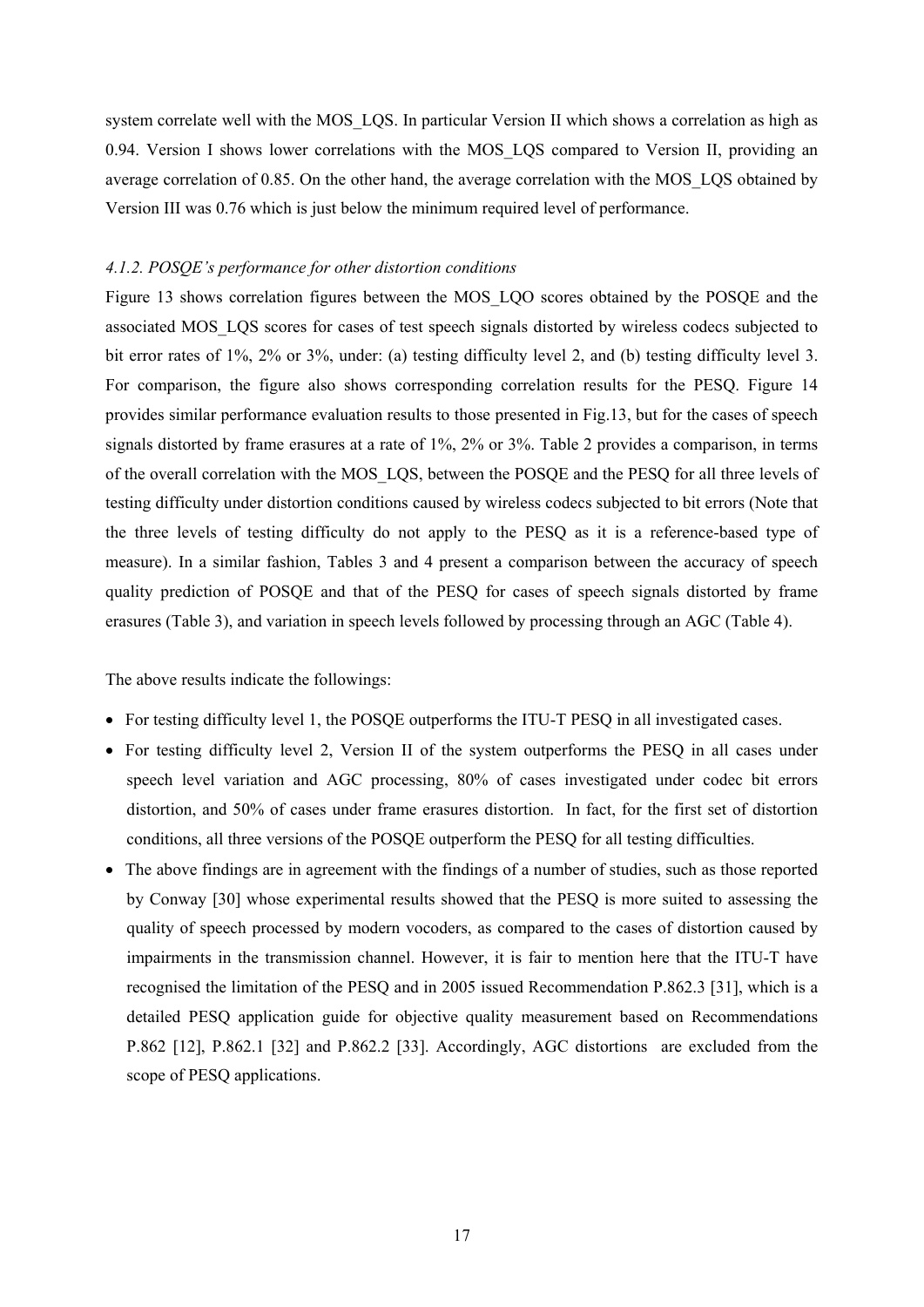system correlate well with the MOS_LQS. In particular Version II which shows a correlation as high as 0.94. Version I shows lower correlations with the MOS_LQS compared to Version II, providing an average correlation of 0.85. On the other hand, the average correlation with the MOS_LQS obtained by Version III was 0.76 which is just below the minimum required level of performance.

#### *4.1.2. POSQE's performance for other distortion conditions*

Figure 13 shows correlation figures between the MOS_LQO scores obtained by the POSQE and the associated MOS_LQS scores for cases of test speech signals distorted by wireless codecs subjected to bit error rates of 1%, 2% or 3%, under: (a) testing difficulty level 2, and (b) testing difficulty level 3. For comparison, the figure also shows corresponding correlation results for the PESQ. Figure 14 provides similar performance evaluation results to those presented in Fig.13, but for the cases of speech signals distorted by frame erasures at a rate of 1%, 2% or 3%. Table 2 provides a comparison, in terms of the overall correlation with the MOS_LQS, between the POSQE and the PESQ for all three levels of testing difficulty under distortion conditions caused by wireless codecs subjected to bit errors (Note that the three levels of testing difficulty do not apply to the PESQ as it is a reference-based type of measure). In a similar fashion, Tables 3 and 4 present a comparison between the accuracy of speech quality prediction of POSQE and that of the PESQ for cases of speech signals distorted by frame erasures (Table 3), and variation in speech levels followed by processing through an AGC (Table 4).

The above results indicate the followings:

- For testing difficulty level 1, the POSQE outperforms the ITU-T PESQ in all investigated cases.
- For testing difficulty level 2, Version II of the system outperforms the PESQ in all cases under speech level variation and AGC processing, 80% of cases investigated under codec bit errors distortion, and 50% of cases under frame erasures distortion. In fact, for the first set of distortion conditions, all three versions of the POSQE outperform the PESQ for all testing difficulties.
- The above findings are in agreement with the findings of a number of studies, such as those reported by Conway [30] whose experimental results showed that the PESQ is more suited to assessing the quality of speech processed by modern vocoders, as compared to the cases of distortion caused by impairments in the transmission channel. However, it is fair to mention here that the ITU-T have recognised the limitation of the PESQ and in 2005 issued Recommendation P.862.3 [31], which is a detailed PESQ application guide for objective quality measurement based on Recommendations P.862 [12], P.862.1 [32] and P.862.2 [33]. Accordingly, AGC distortions are excluded from the scope of PESQ applications.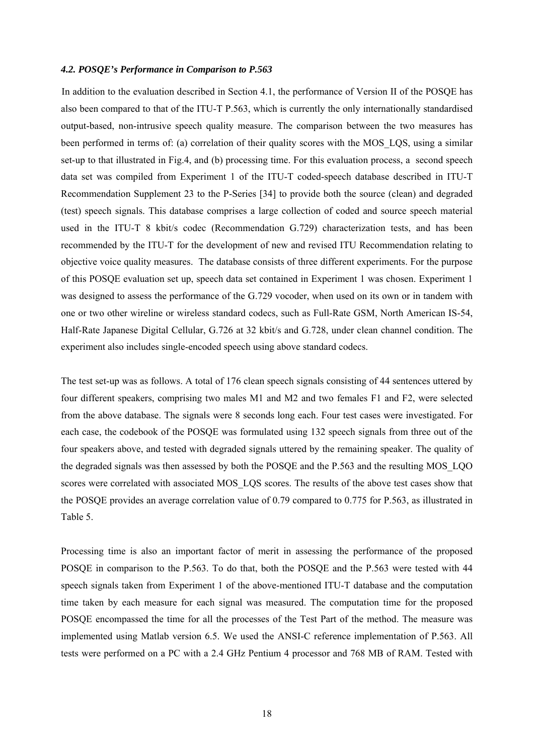### *4.2. POSQE's Performance in Comparison to P.563*

In addition to the evaluation described in Section 4.1, the performance of Version II of the POSQE has also been compared to that of the ITU-T P.563, which is currently the only internationally standardised output-based, non-intrusive speech quality measure. The comparison between the two measures has been performed in terms of: (a) correlation of their quality scores with the MOS_LQS, using a similar set-up to that illustrated in Fig.4, and (b) processing time. For this evaluation process, a second speech data set was compiled from Experiment 1 of the ITU-T coded-speech database described in ITU-T Recommendation Supplement 23 to the P-Series [34] to provide both the source (clean) and degraded (test) speech signals. This database comprises a large collection of coded and source speech material used in the ITU-T 8 kbit/s codec (Recommendation G.729) characterization tests, and has been recommended by the ITU-T for the development of new and revised ITU Recommendation relating to objective voice quality measures. The database consists of three different experiments. For the purpose of this POSQE evaluation set up, speech data set contained in Experiment 1 was chosen. Experiment 1 was designed to assess the performance of the G.729 vocoder, when used on its own or in tandem with one or two other wireline or wireless standard codecs, such as Full-Rate GSM, North American IS-54, Half-Rate Japanese Digital Cellular, G.726 at 32 kbit/s and G.728, under clean channel condition. The experiment also includes single-encoded speech using above standard codecs.

The test set-up was as follows. A total of 176 clean speech signals consisting of 44 sentences uttered by four different speakers, comprising two males M1 and M2 and two females F1 and F2, were selected from the above database. The signals were 8 seconds long each. Four test cases were investigated. For each case, the codebook of the POSQE was formulated using 132 speech signals from three out of the four speakers above, and tested with degraded signals uttered by the remaining speaker. The quality of the degraded signals was then assessed by both the POSQE and the P.563 and the resulting MOS_LQO scores were correlated with associated MOS_LQS scores. The results of the above test cases show that the POSQE provides an average correlation value of 0.79 compared to 0.775 for P.563, as illustrated in Table 5.

Processing time is also an important factor of merit in assessing the performance of the proposed POSQE in comparison to the P.563. To do that, both the POSQE and the P.563 were tested with 44 speech signals taken from Experiment 1 of the above-mentioned ITU-T database and the computation time taken by each measure for each signal was measured. The computation time for the proposed POSQE encompassed the time for all the processes of the Test Part of the method. The measure was implemented using Matlab version 6.5. We used the ANSI-C reference implementation of P.563. All tests were performed on a PC with a 2.4 GHz Pentium 4 processor and 768 MB of RAM. Tested with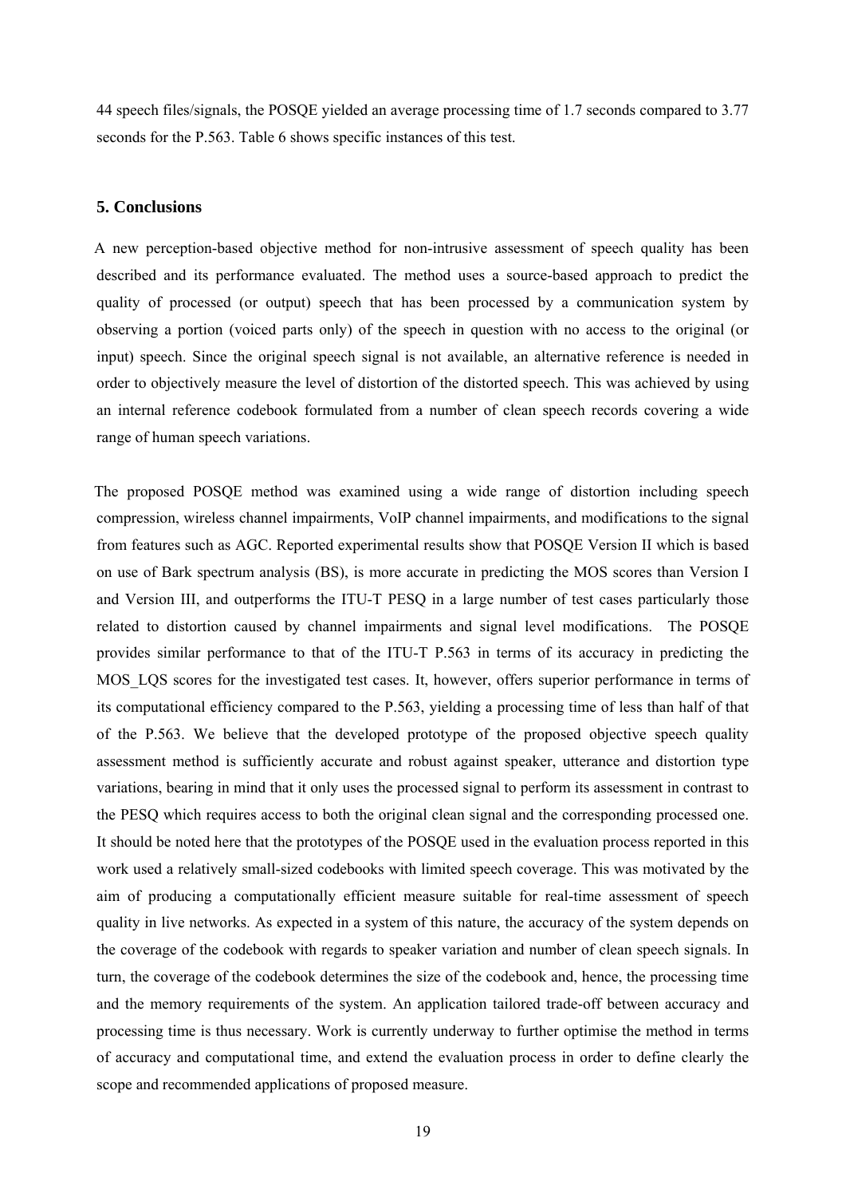44 speech files/signals, the POSQE yielded an average processing time of 1.7 seconds compared to 3.77 seconds for the P.563. Table 6 shows specific instances of this test.

## 5. Conclusions

A new perception-based objective method for non-intrusive assessment of speech quality has been described and its performance evaluated. The method uses a source-based approach to predict the quality of processed (or output) speech that has been processed by a communication system by observing a portion (voiced parts only) of the speech in question with no access to the original (or input) speech. Since the original speech signal is not available, an alternative reference is needed in order to objectively measure the level of distortion of the distorted speech. This was achieved by using an internal reference codebook formulated from a number of clean speech records covering a wide range of human speech variations.

The proposed POSQE method was examined using a wide range of distortion including speech compression, wireless channel impairments, VoIP channel impairments, and modifications to the signal from features such as AGC. Reported experimental results show that POSQE Version II which is based on use of Bark spectrum analysis (BS), is more accurate in predicting the MOS scores than Version I and Version III, and outperforms the ITU-T PESQ in a large number of test cases particularly those related to distortion caused by channel impairments and signal level modifications. The POSQE provides similar performance to that of the ITU-T P.563 in terms of its accuracy in predicting the MOS_LQS scores for the investigated test cases. It, however, offers superior performance in terms of its computational efficiency compared to the P.563, yielding a processing time of less than half of that of the P.563. We believe that the developed prototype of the proposed objective speech quality assessment method is sufficiently accurate and robust against speaker, utterance and distortion type variations, bearing in mind that it only uses the processed signal to perform its assessment in contrast to the PESQ which requires access to both the original clean signal and the corresponding processed one. It should be noted here that the prototypes of the POSQE used in the evaluation process reported in this work used a relatively small-sized codebooks with limited speech coverage. This was motivated by the aim of producing a computationally efficient measure suitable for real-time assessment of speech quality in live networks. As expected in a system of this nature, the accuracy of the system depends on the coverage of the codebook with regards to speaker variation and number of clean speech signals. In turn, the coverage of the codebook determines the size of the codebook and, hence, the processing time and the memory requirements of the system. An application tailored trade-off between accuracy and processing time is thus necessary. Work is currently underway to further optimise the method in terms of accuracy and computational time, and extend the evaluation process in order to define clearly the scope and recommended applications of proposed measure.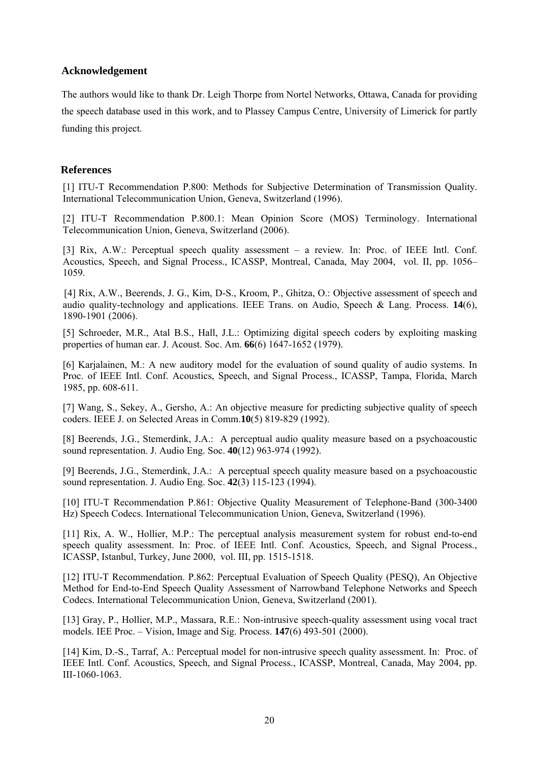## Acknowledgement

The authors would like to thank Dr. Leigh Thorpe from Nortel Networks, Ottawa, Canada for providing the speech database used in this work, and to Plassey Campus Centre, University of Limerick for partly funding this project.

## References

[1] ITU-T Recommendation P.800: Methods for Subjective Determination of Transmission Quality. International Telecommunication Union, Geneva, Switzerland (1996).

[2] ITU-T Recommendation P.800.1: Mean Opinion Score (MOS) Terminology. International Telecommunication Union, Geneva, Switzerland (2006).

[3] Rix, A.W.: Perceptual speech quality assessment – a review. In: Proc. of IEEE Intl. Conf. Acoustics, Speech, and Signal Process., ICASSP, Montreal, Canada, May 2004, vol. II, pp. 1056–1059.

[4] Rix, A.W., Beerends, J. G., Kim, D-S., Kroom, P., Ghitza, O.: Objective assessment of speech and audio quality-technology and applications. IEEE Trans. on Audio, Speech & Lang. Process. **14**(6), 1890-1901 (2006).

[5] Schroeder, M.R., Atal B.S., Hall, J.L.: Optimizing digital speech coders by exploiting masking properties of human ear. J. Acoust. Soc. Am. **66**(6) 1647-1652 (1979).

[6] Karjalainen, M.: A new auditory model for the evaluation of sound quality of audio systems. In Proc. of IEEE Intl. Conf. Acoustics, Speech, and Signal Process., ICASSP, Tampa, Florida, March 1985, pp. 608-611.

[7] Wang, S., Sekey, A., Gersho, A.: An objective measure for predicting subjective quality of speech coders. IEEE J. on Selected Areas in Comm.**10**(5) 819-829 (1992).

[8] Beerends, J.G., Stemerdink, J.A.: A perceptual audio quality measure based on a psychoacoustic sound representation. J. Audio Eng. Soc. **40**(12) 963-974 (1992).

[9] Beerends, J.G., Stemerdink, J.A.: A perceptual speech quality measure based on a psychoacoustic sound representation. J. Audio Eng. Soc. **42**(3) 115-123 (1994).

[10] ITU-T Recommendation P.861: Objective Quality Measurement of Telephone-Band (300-3400 Hz) Speech Codecs. International Telecommunication Union, Geneva, Switzerland (1996).

[11] Rix, A. W., Hollier, M.P.: The perceptual analysis measurement system for robust end-to-end speech quality assessment. In: Proc. of IEEE Intl. Conf. Acoustics, Speech, and Signal Process., ICASSP, Istanbul, Turkey, June 2000, vol. III, pp. 1515-1518.

[12] ITU-T Recommendation. P.862: Perceptual Evaluation of Speech Quality (PESQ), An Objective Method for End-to-End Speech Quality Assessment of Narrowband Telephone Networks and Speech Codecs. International Telecommunication Union, Geneva, Switzerland (2001).

[13] Gray, P., Hollier, M.P., Massara, R.E.: Non-intrusive speech-quality assessment using vocal tract models. IEE Proc. – Vision, Image and Sig. Process. **147**(6) 493-501 (2000).

[14] Kim, D.-S., Tarraf, A.: Perceptual model for non-intrusive speech quality assessment. In: Proc. of IEEE Intl. Conf. Acoustics, Speech, and Signal Process., ICASSP, Montreal, Canada, May 2004, pp. III-1060-1063.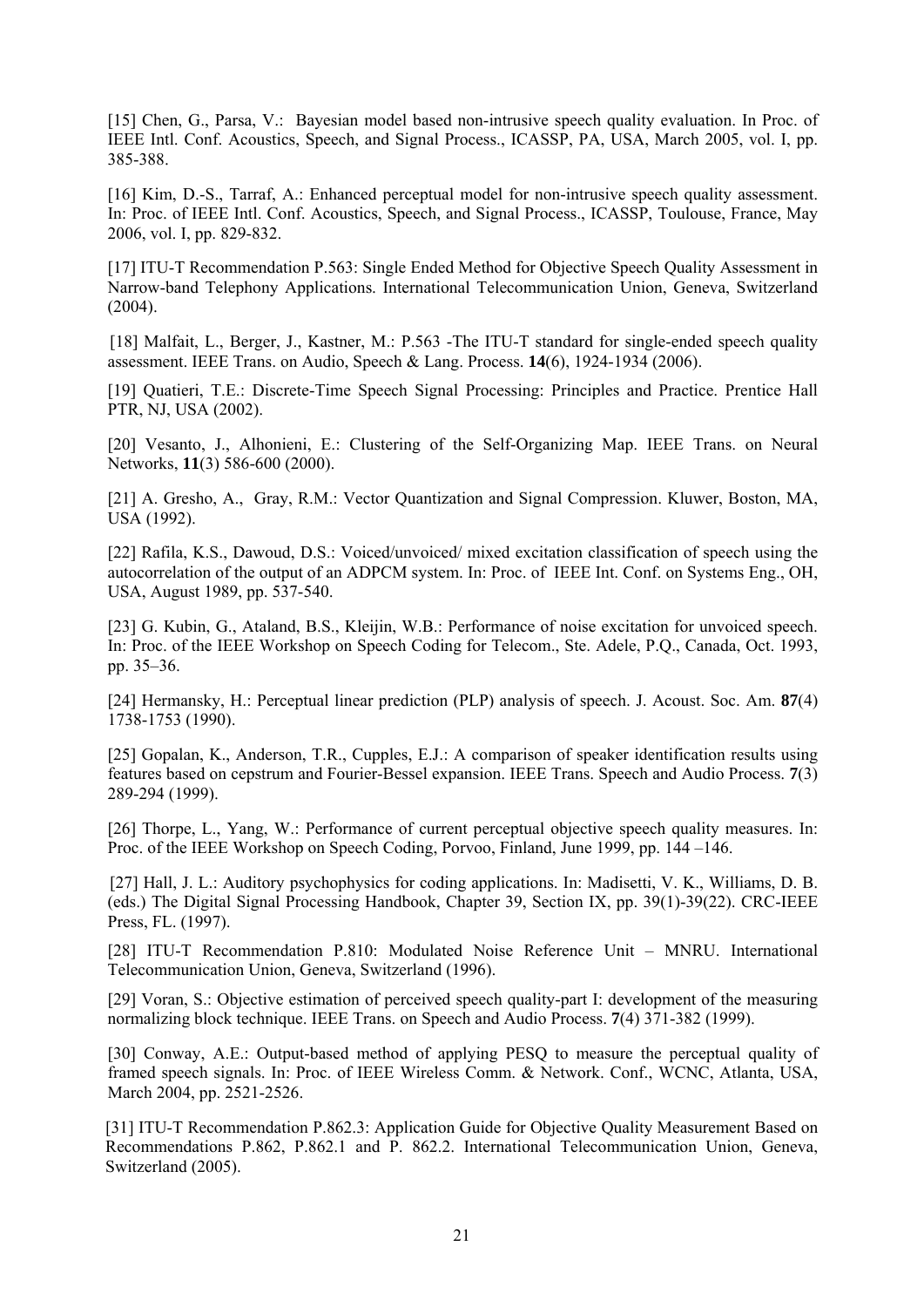[15] Chen, G., Parsa, V.: Bayesian model based non-intrusive speech quality evaluation. In Proc. of IEEE Intl. Conf. Acoustics, Speech, and Signal Process., ICASSP, PA, USA, March 2005, vol. I, pp. 385-388.

[16] Kim, D.-S., Tarraf, A.: Enhanced perceptual model for non-intrusive speech quality assessment. In: Proc. of IEEE Intl. Conf. Acoustics, Speech, and Signal Process., ICASSP, Toulouse, France, May 2006, vol. I, pp. 829-832.

[17] ITU-T Recommendation P.563: Single Ended Method for Objective Speech Quality Assessment in Narrow-band Telephony Applications. International Telecommunication Union, Geneva, Switzerland (2004).

[18] Malfait, L., Berger, J., Kastner, M.: P.563 -The ITU-T standard for single-ended speech quality assessment. IEEE Trans. on Audio, Speech & Lang. Process. **14**(6), 1924-1934 (2006).

[19] Quatieri, T.E.: Discrete-Time Speech Signal Processing: Principles and Practice. Prentice Hall PTR, NJ, USA (2002).

[20] Vesanto, J., Alhonieni, E.: Clustering of the Self-Organizing Map. IEEE Trans. on Neural Networks, **11**(3) 586-600 (2000).

[21] A. Gresho, A., Gray, R.M.: Vector Quantization and Signal Compression. Kluwer, Boston, MA, USA (1992).

[22] Rafila, K.S., Dawoud, D.S.: Voiced/unvoiced/ mixed excitation classification of speech using the autocorrelation of the output of an ADPCM system. In: Proc. of IEEE Int. Conf. on Systems Eng., OH, USA, August 1989, pp. 537-540.

[23] G. Kubin, G., Ataland, B.S., Kleijin, W.B.: Performance of noise excitation for unvoiced speech. In: Proc. of the IEEE Workshop on Speech Coding for Telecom., Ste. Adele, P.Q., Canada, Oct. 1993, pp. 35–36.

[24] Hermansky, H.: Perceptual linear prediction (PLP) analysis of speech. J. Acoust. Soc. Am. **87**(4) 1738-1753 (1990).

[25] Gopalan, K., Anderson, T.R., Cupples, E.J.: A comparison of speaker identification results using features based on cepstrum and Fourier-Bessel expansion. IEEE Trans. Speech and Audio Process. **7**(3) 289-294 (1999).

[26] Thorpe, L., Yang, W.: Performance of current perceptual objective speech quality measures. In: Proc. of the IEEE Workshop on Speech Coding, Porvoo, Finland, June 1999, pp. 144 –146.

[27] Hall, J. L.: Auditory psychophysics for coding applications. In: Madisetti, V. K., Williams, D. B. (eds.) The Digital Signal Processing Handbook, Chapter 39, Section IX, pp. 39(1)-39(22). CRC-IEEE Press, FL. (1997).

[28] ITU-T Recommendation P.810: Modulated Noise Reference Unit – MNRU. International Telecommunication Union, Geneva, Switzerland (1996).

[29] Voran, S.: Objective estimation of perceived speech quality-part I: development of the measuring normalizing block technique. IEEE Trans. on Speech and Audio Process. **7**(4) 371-382 (1999).

[30] Conway, A.E.: Output-based method of applying PESQ to measure the perceptual quality of framed speech signals. In: Proc. of IEEE Wireless Comm. & Network. Conf., WCNC, Atlanta, USA, March 2004, pp. 2521-2526.

[31] ITU-T Recommendation P.862.3: Application Guide for Objective Quality Measurement Based on Recommendations P.862, P.862.1 and P. 862.2. International Telecommunication Union, Geneva, Switzerland (2005).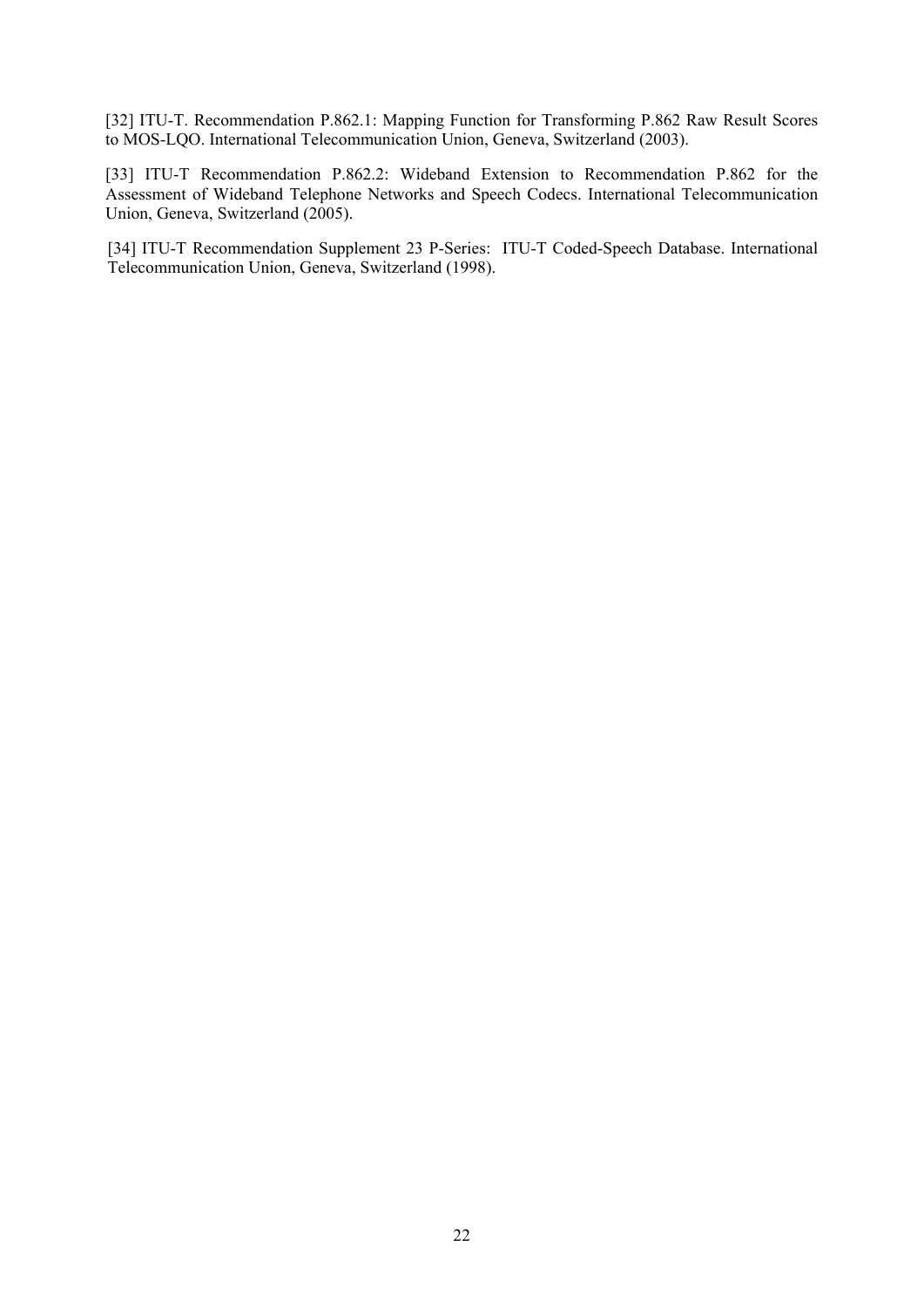[32] ITU-T. Recommendation P.862.1: Mapping Function for Transforming P.862 Raw Result Scores to MOS-LQO. International Telecommunication Union, Geneva, Switzerland (2003).

[33] ITU-T Recommendation P.862.2: Wideband Extension to Recommendation P.862 for the Assessment of Wideband Telephone Networks and Speech Codecs. International Telecommunication Union, Geneva, Switzerland (2005).

[34] ITU-T Recommendation Supplement 23 P-Series: ITU-T Coded-Speech Database. International Telecommunication Union, Geneva, Switzerland (1998).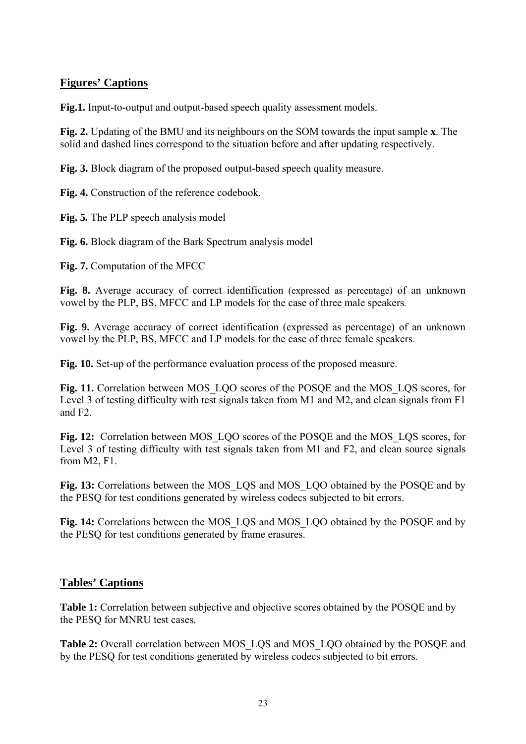## Figures' Captions

**Fig.1.** Input-to-output and output-based speech quality assessment models.

**Fig. 2.** Updating of the BMU and its neighbours on the SOM towards the input sample **x**. The solid and dashed lines correspond to the situation before and after updating respectively.

**Fig. 3.** Block diagram of the proposed output-based speech quality measure.

**Fig. 4.** Construction of the reference codebook.

**Fig. 5.** The PLP speech analysis model

**Fig. 6.** Block diagram of the Bark Spectrum analysis model

**Fig. 7.** Computation of the MFCC

**Fig. 8.** Average accuracy of correct identification (expressed as percentage) of an unknown vowel by the PLP, BS, MFCC and LP models for the case of three male speakers.

**Fig. 9.** Average accuracy of correct identification (expressed as percentage) of an unknown vowel by the PLP, BS, MFCC and LP models for the case of three female speakers.

**Fig. 10.** Set-up of the performance evaluation process of the proposed measure.

**Fig. 11.** Correlation between MOS_LQO scores of the POSQE and the MOS_LQS scores, for Level 3 of testing difficulty with test signals taken from M1 and M2, and clean signals from F1 and F2.

**Fig. 12:** Correlation between MOS_LQO scores of the POSQE and the MOS_LQS scores, for Level 3 of testing difficulty with test signals taken from M1 and F2, and clean source signals from M2, F1.

**Fig. 13:** Correlations between the MOS_LQS and MOS_LQO obtained by the POSQE and by the PESQ for test conditions generated by wireless codecs subjected to bit errors.

**Fig. 14:** Correlations between the MOS_LQS and MOS_LQO obtained by the POSQE and by the PESQ for test conditions generated by frame erasures.

## Tables' Captions

**Table 1:** Correlation between subjective and objective scores obtained by the POSQE and by the PESQ for MNRU test cases.

**Table 2:** Overall correlation between MOS_LQS and MOS_LQO obtained by the POSQE and by the PESQ for test conditions generated by wireless codecs subjected to bit errors.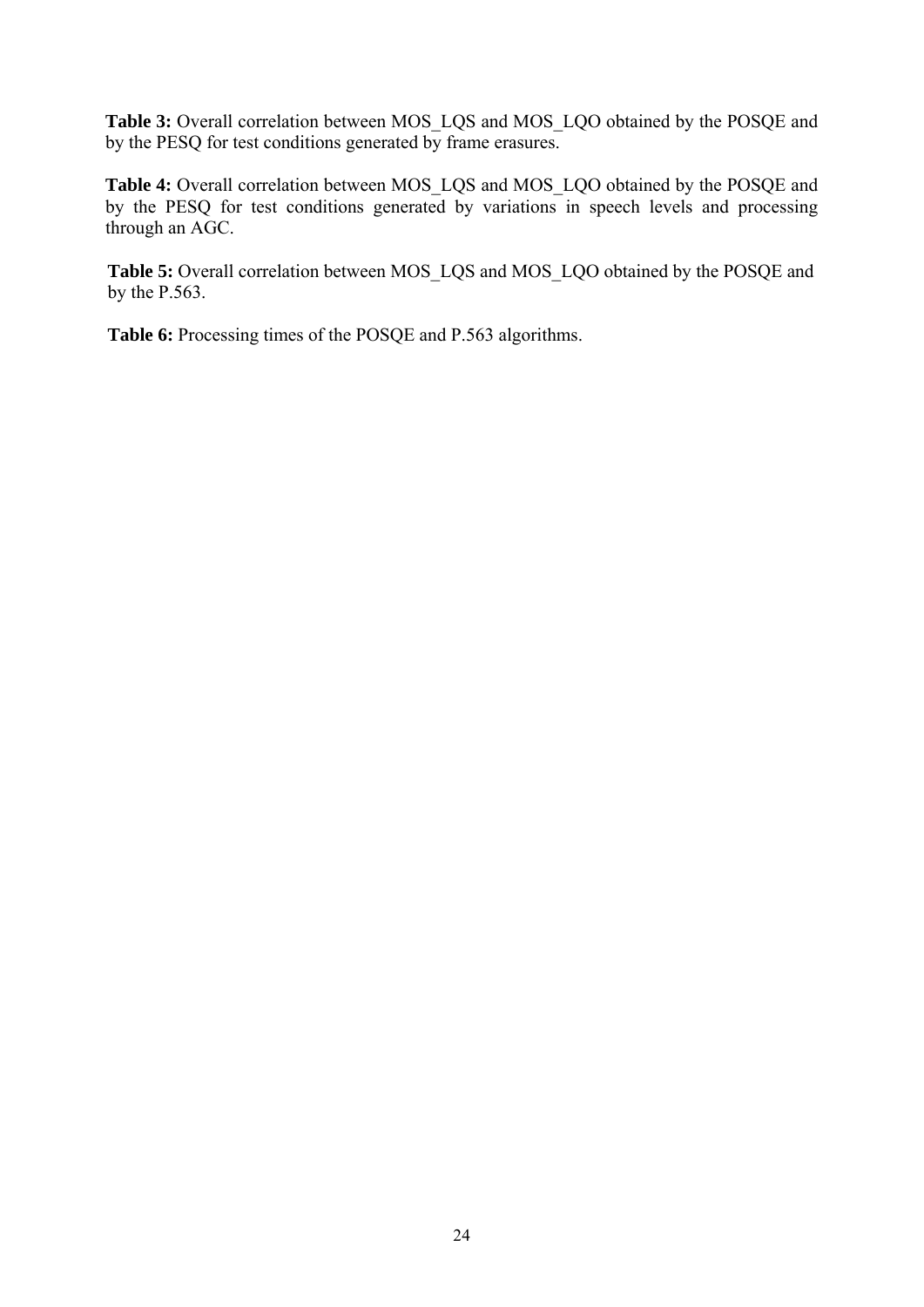**Table 3:** Overall correlation between MOS_LQS and MOS_LQO obtained by the POSQE and by the PESQ for test conditions generated by frame erasures.

**Table 4:** Overall correlation between MOS_LQS and MOS_LQO obtained by the POSQE and by the PESQ for test conditions generated by variations in speech levels and processing through an AGC.

**Table 5:** Overall correlation between MOS_LQS and MOS_LQO obtained by the POSQE and by the P.563.

**Table 6:** Processing times of the POSQE and P.563 algorithms.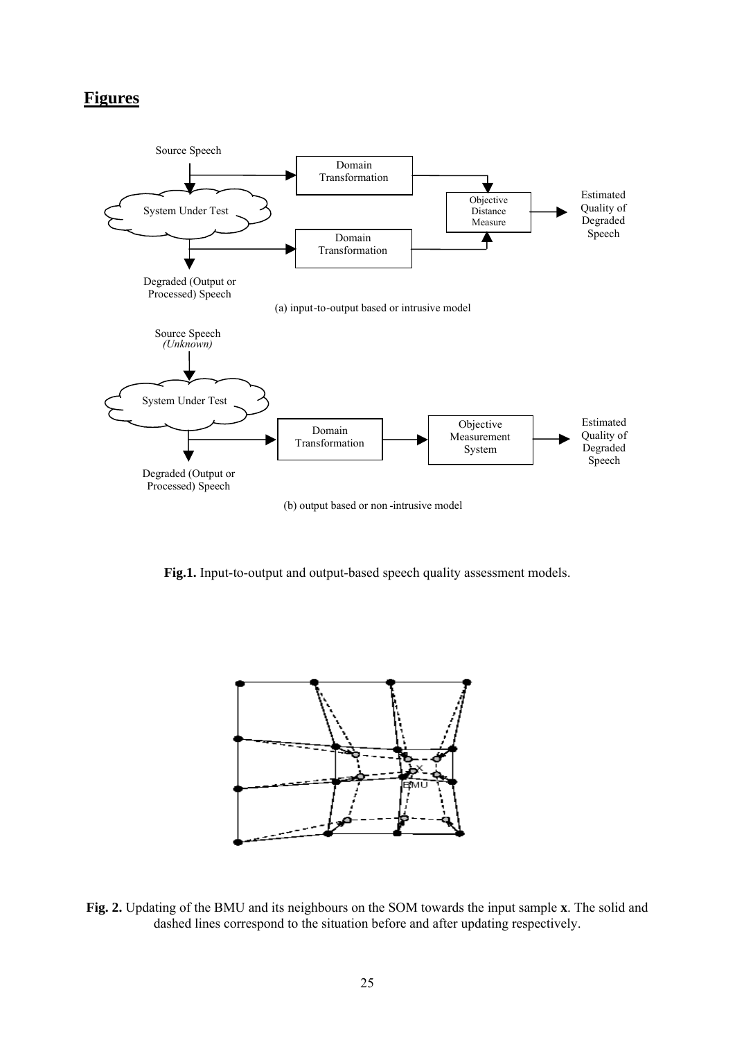## Figures

Fig.1. Input-to-output and output-based speech quality assessment models.

Fig. 2. Updating of the BMU and its neighbours on the SOM towards the input sample **x**. The solid and dashed lines correspond to the situation before and after updating respectively.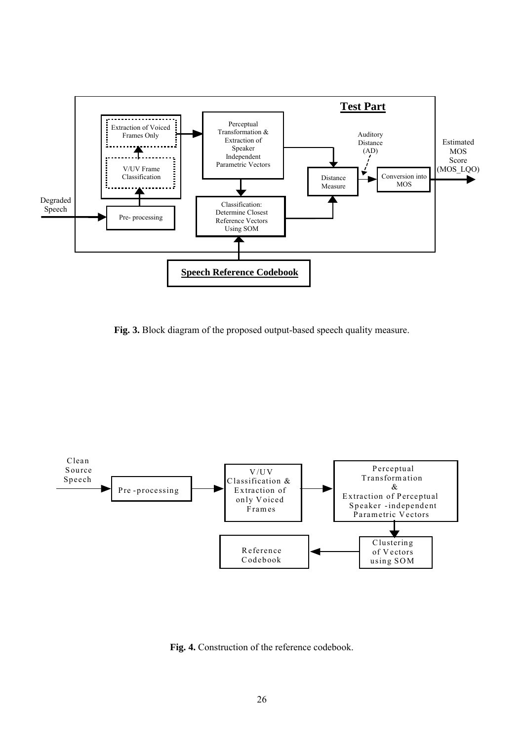**Fig. 3.** Block diagram of the proposed output-based speech quality measure.

**Fig. 4.** Construction of the reference codebook.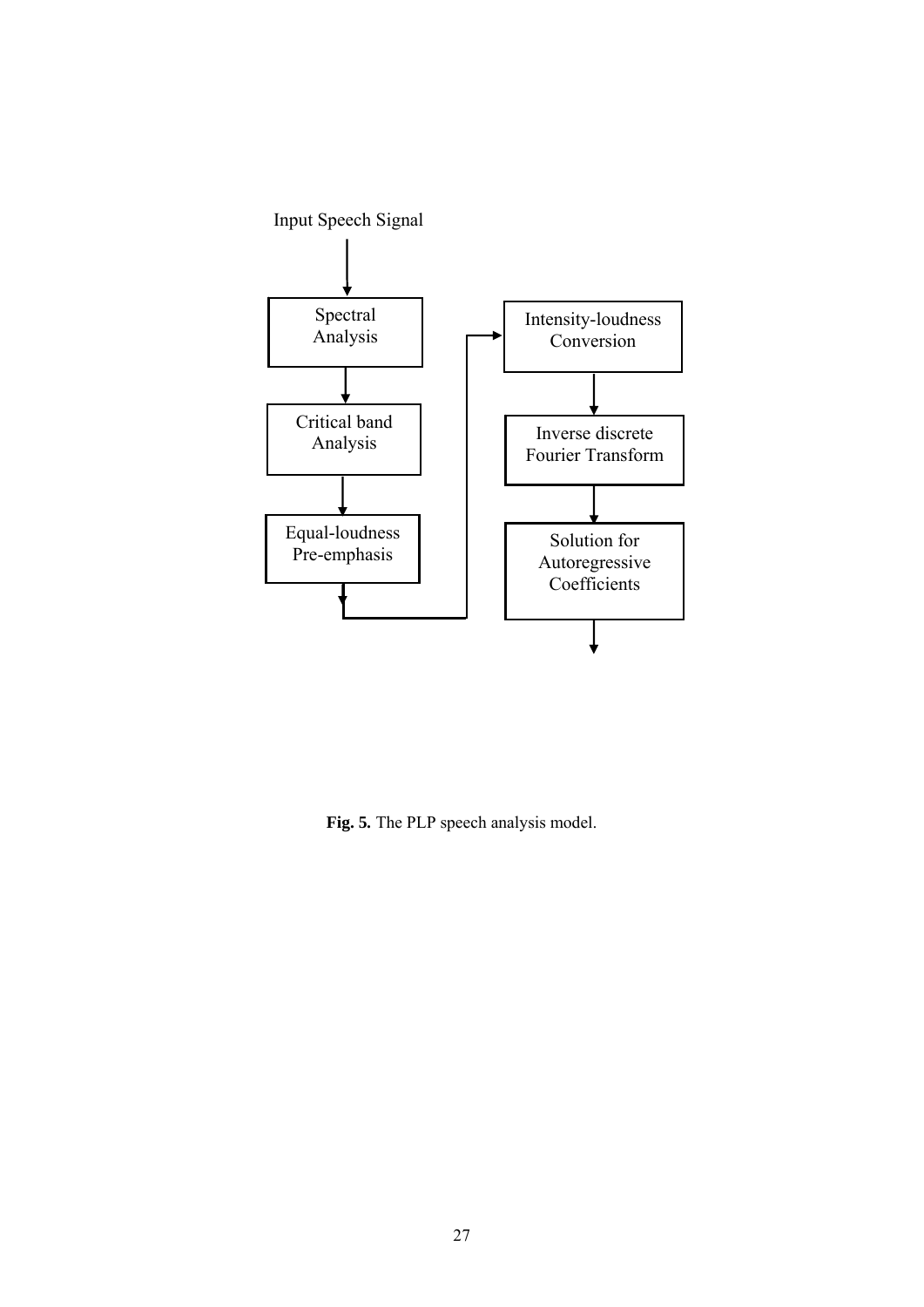Input Speech Signal

Spectral Analysis

Critical band Analysis

Equal-loudness Pre-emphasis

Intensity-loudness Conversion

Inverse discrete Fourier Transform

Solution for Autoregressive Coefficients

**Fig. 5.** The PLP speech analysis model.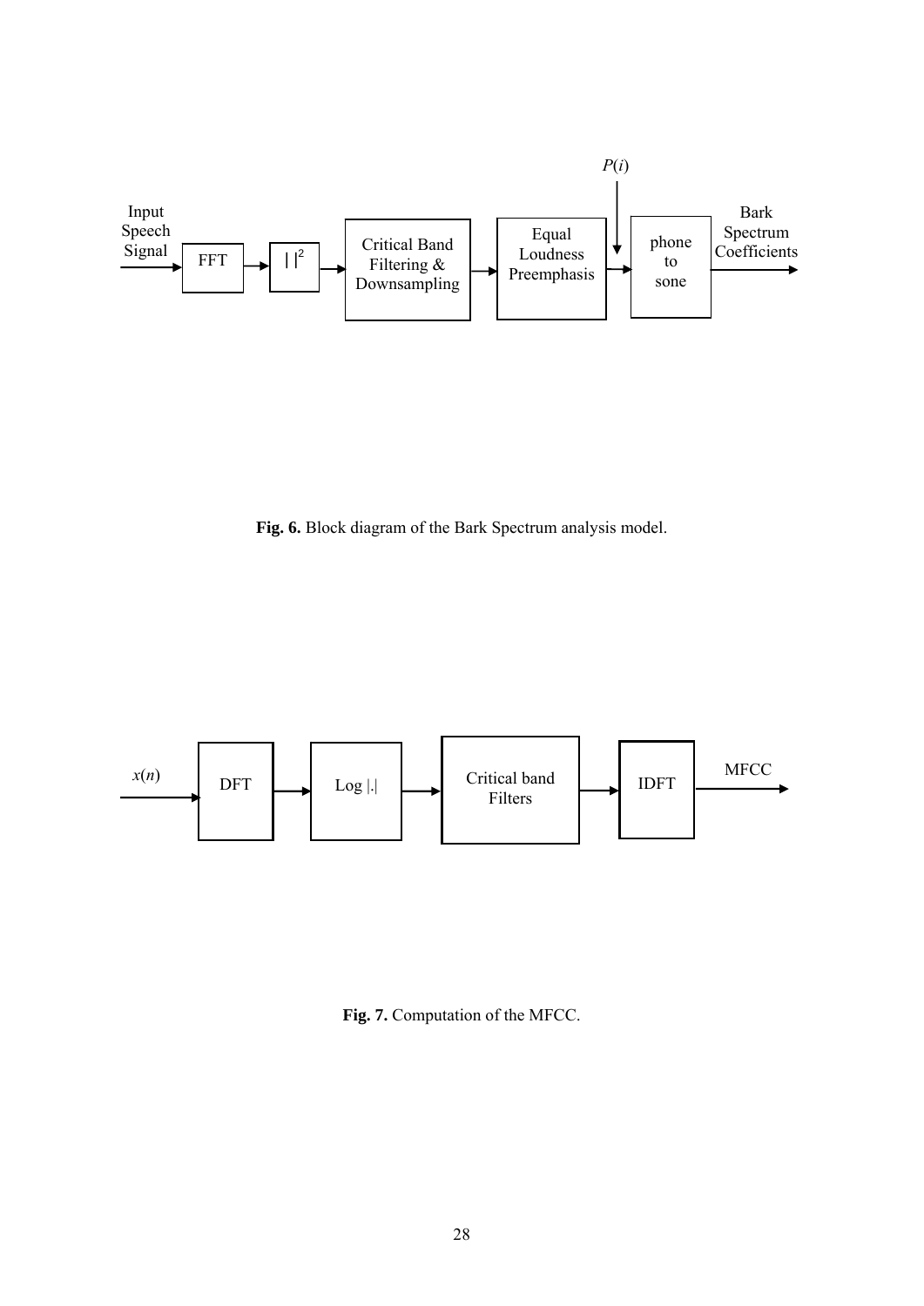**Fig. 6.** Block diagram of the Bark Spectrum analysis model.

**Fig. 7.** Computation of the MFCC.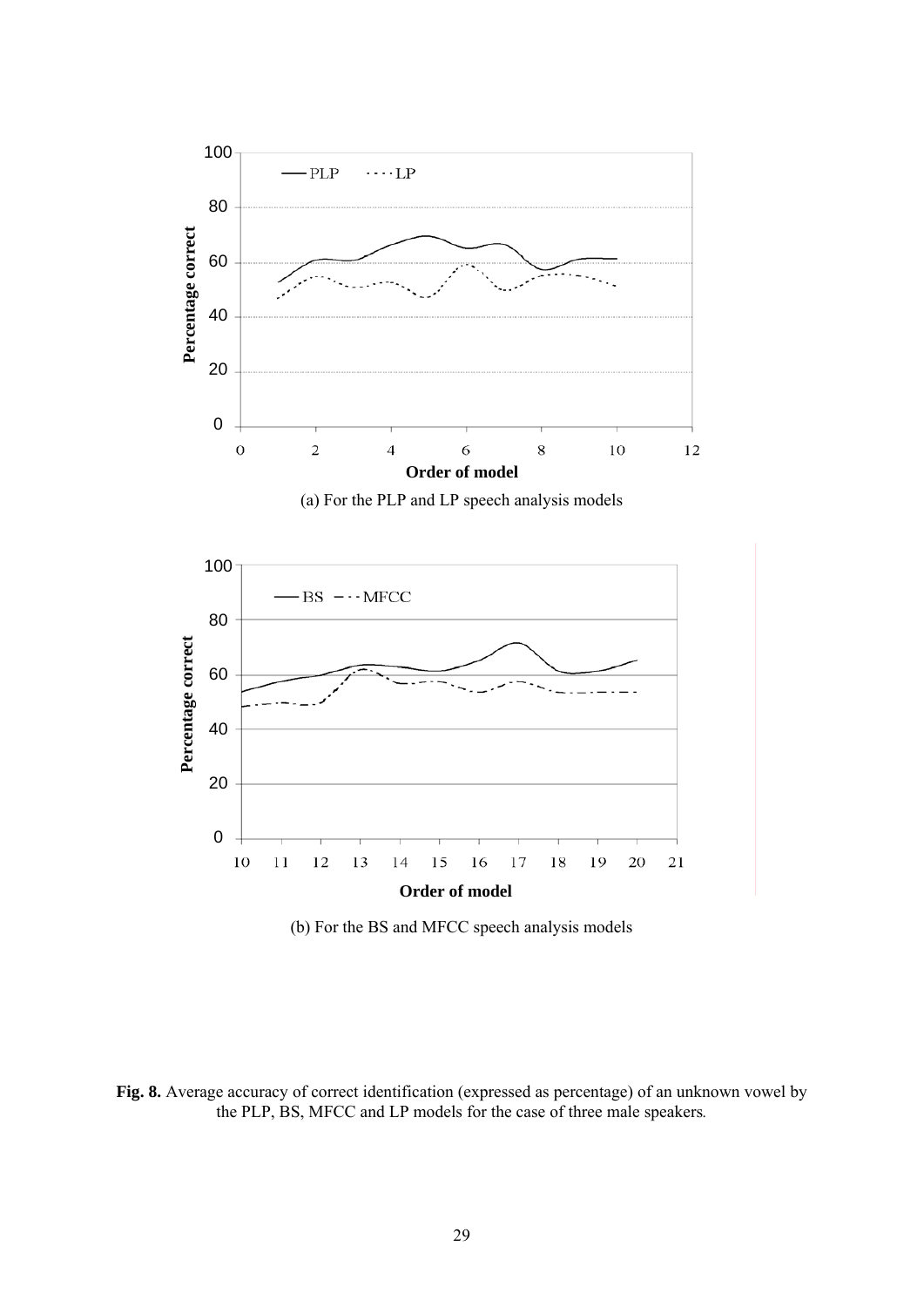(a) For the PLP and LP speech analysis models

(b) For the BS and MFCC speech analysis models

**Fig. 8.** Average accuracy of correct identification (expressed as percentage) of an unknown vowel by the PLP, BS, MFCC and LP models for the case of three male speakers.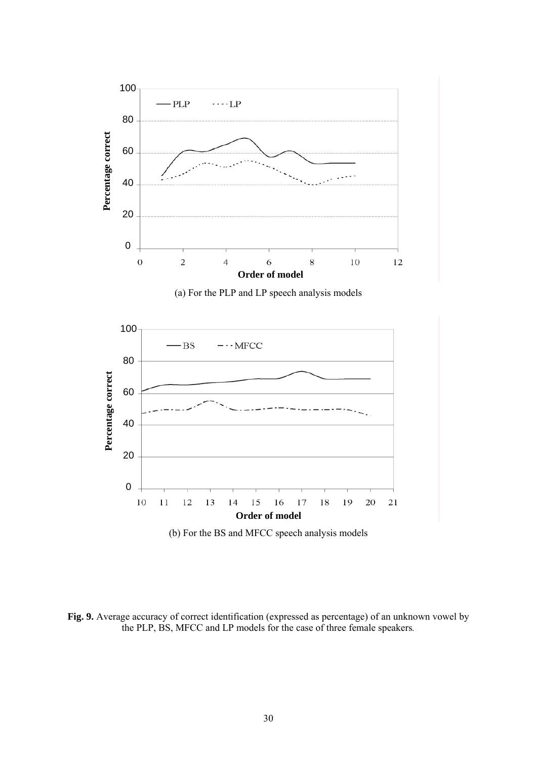(a) For the PLP and LP speech analysis models

(b) For the BS and MFCC speech analysis models

**Fig. 9.** Average accuracy of correct identification (expressed as percentage) of an unknown vowel by the PLP, BS, MFCC and LP models for the case of three female speakers.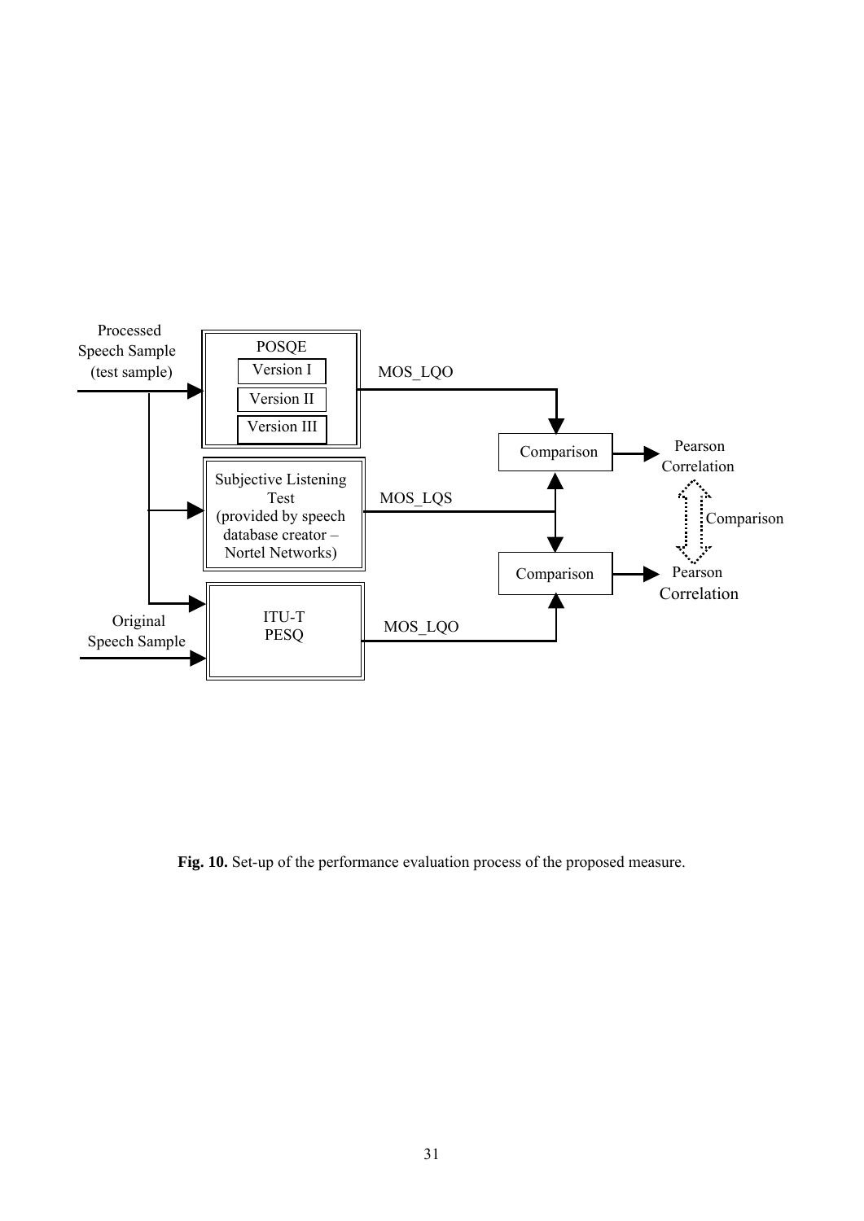**Fig. 10.** Set-up of the performance evaluation process of the proposed measure.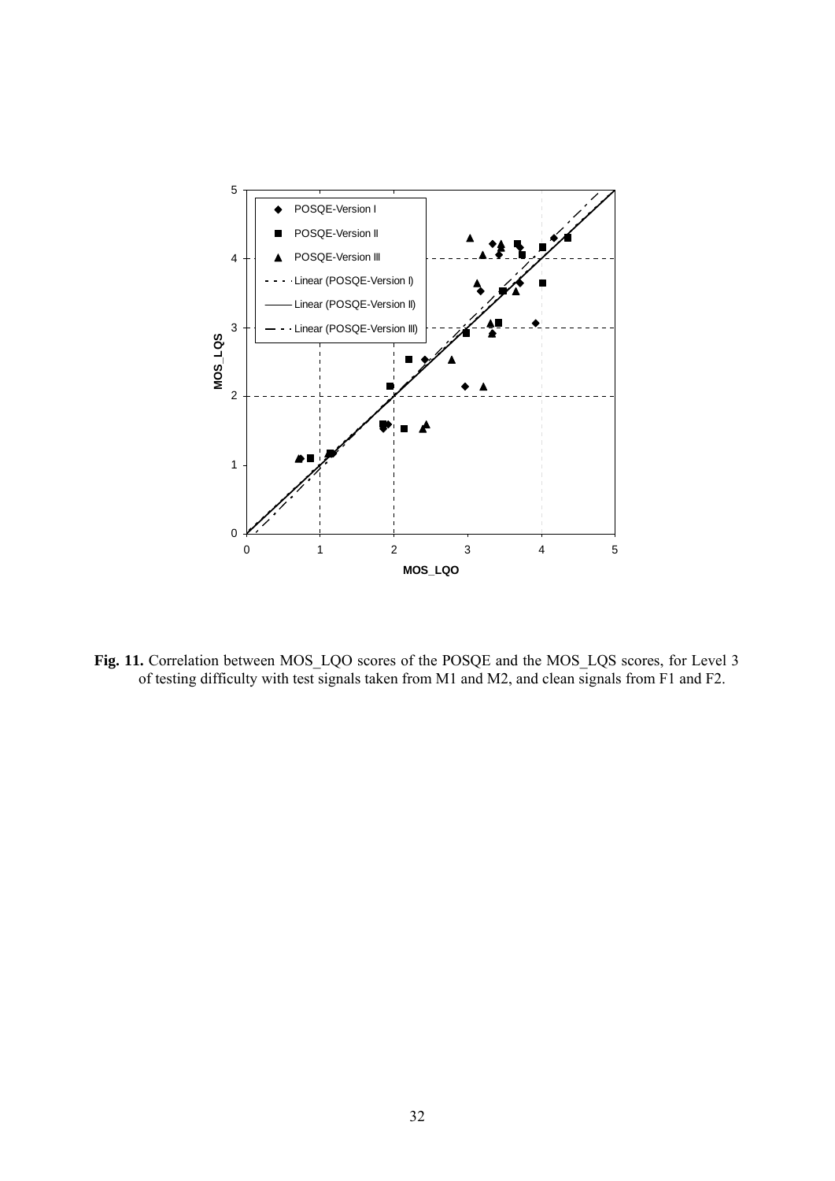**Fig. 11.** Correlation between MOS_LQO scores of the POSQE and the MOS_LQS scores, for Level 3 of testing difficulty with test signals taken from M1 and M2, and clean signals from F1 and F2.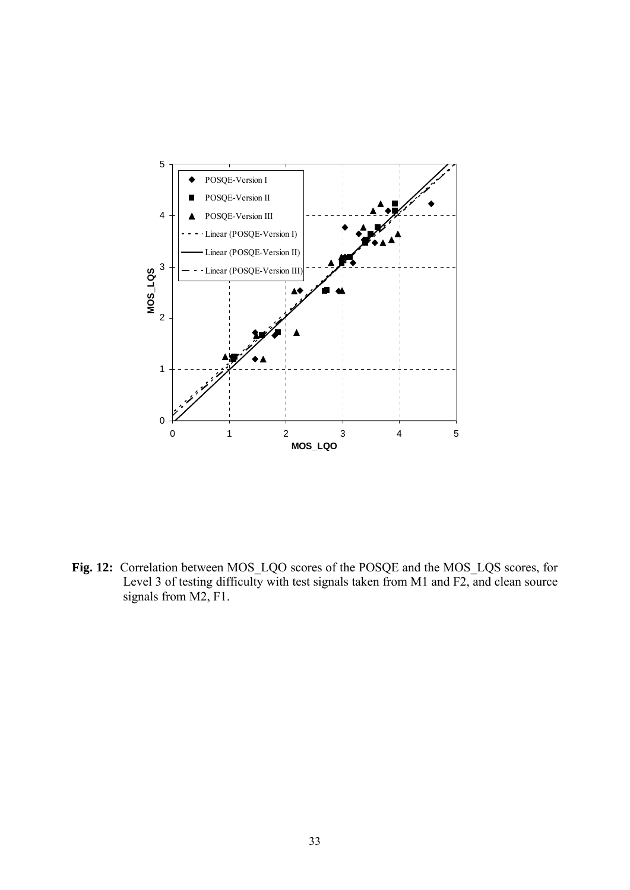**Fig. 12:** Correlation between MOS_LQO scores of the POSQE and the MOS_LQS scores, for Level 3 of testing difficulty with test signals taken from M1 and F2, and clean source signals from M2, F1.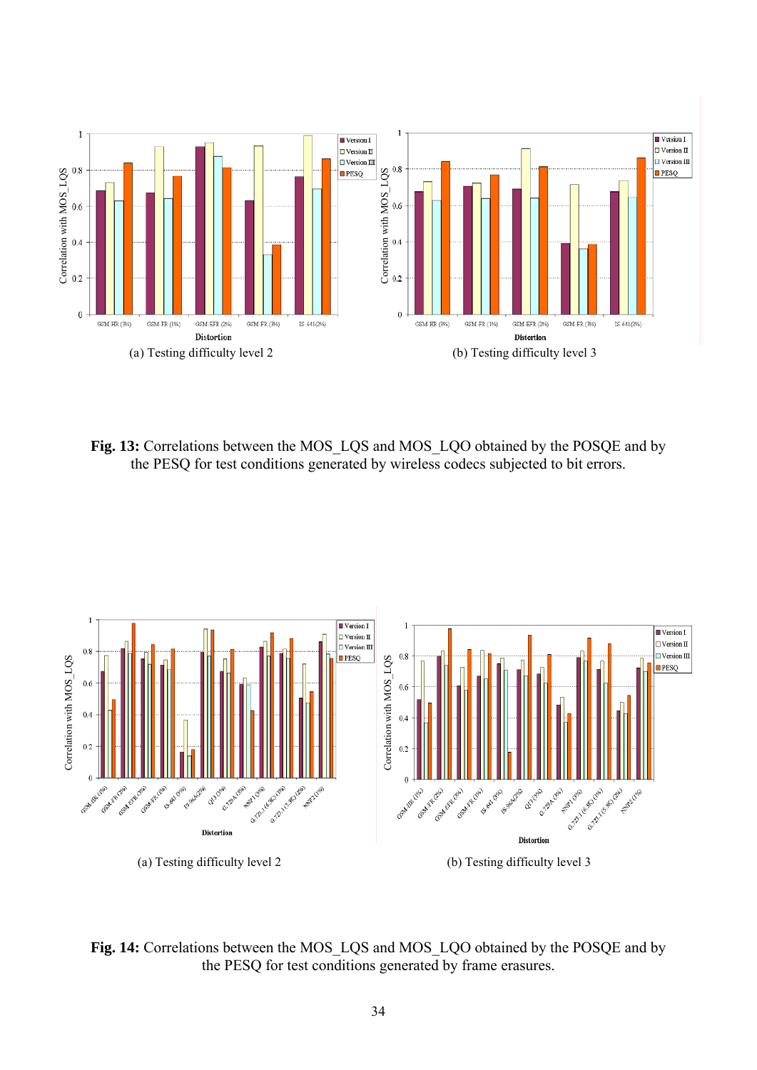(a) Testing difficulty level 2

(b) Testing difficulty level 3

**Fig. 13:** Correlations between the MOS_LQS and MOS_LQO obtained by the POSQE and by the PESQ for test conditions generated by wireless codecs subjected to bit errors.

(a) Testing difficulty level 2

(b) Testing difficulty level 3

**Fig. 14:** Correlations between the MOS_LQS and MOS_LQO obtained by the POSQE and by the PESQ for test conditions generated by frame erasures.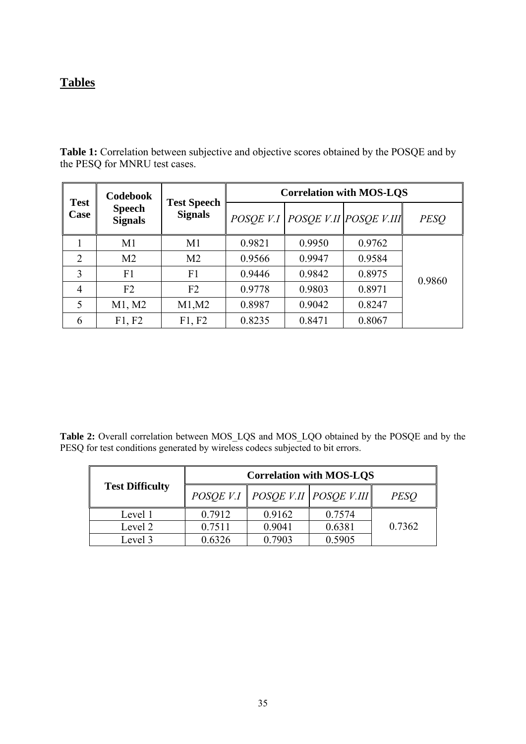## Tables

**Table 1:** Correlation between subjective and objective scores obtained by the POSQE and by the PESQ for MNRU test cases.

| Test Case | Codebook Speech Signals | Test Speech Signals | Correlation with MOS-LQS | | | |
|---|---|---|---|---|---|---|
| | | | *POSQE V.I* | *POSQE V.II* | *POSQE V.III* | *PESQ* |
| 1 | M1 | M1 | 0.9821 | 0.9950 | 0.9762 | 0.9860 |
| 2 | M2 | M2 | 0.9566 | 0.9947 | 0.9584 | |
| 3 | F1 | F1 | 0.9446 | 0.9842 | 0.8975 | |
| 4 | F2 | F2 | 0.9778 | 0.9803 | 0.8971 | |
| 5 | M1, M2 | M1,M2 | 0.8987 | 0.9042 | 0.8247 | |
| 6 | F1, F2 | F1, F2 | 0.8235 | 0.8471 | 0.8067 | |

**Table 2:** Overall correlation between MOS_LQS and MOS_LQO obtained by the POSQE and by the PESQ for test conditions generated by wireless codecs subjected to bit errors.

| Test Difficulty | Correlation with MOS-LQS | | | |
|---|---|---|---|---|
| | *POSQE V.I* | *POSQE V.II* | *POSQE V.III* | *PESQ* |
| Level 1 | 0.7912 | 0.9162 | 0.7574 | 0.7362 |
| Level 2 | 0.7511 | 0.9041 | 0.6381 | |
| Level 3 | 0.6326 | 0.7903 | 0.5905 | |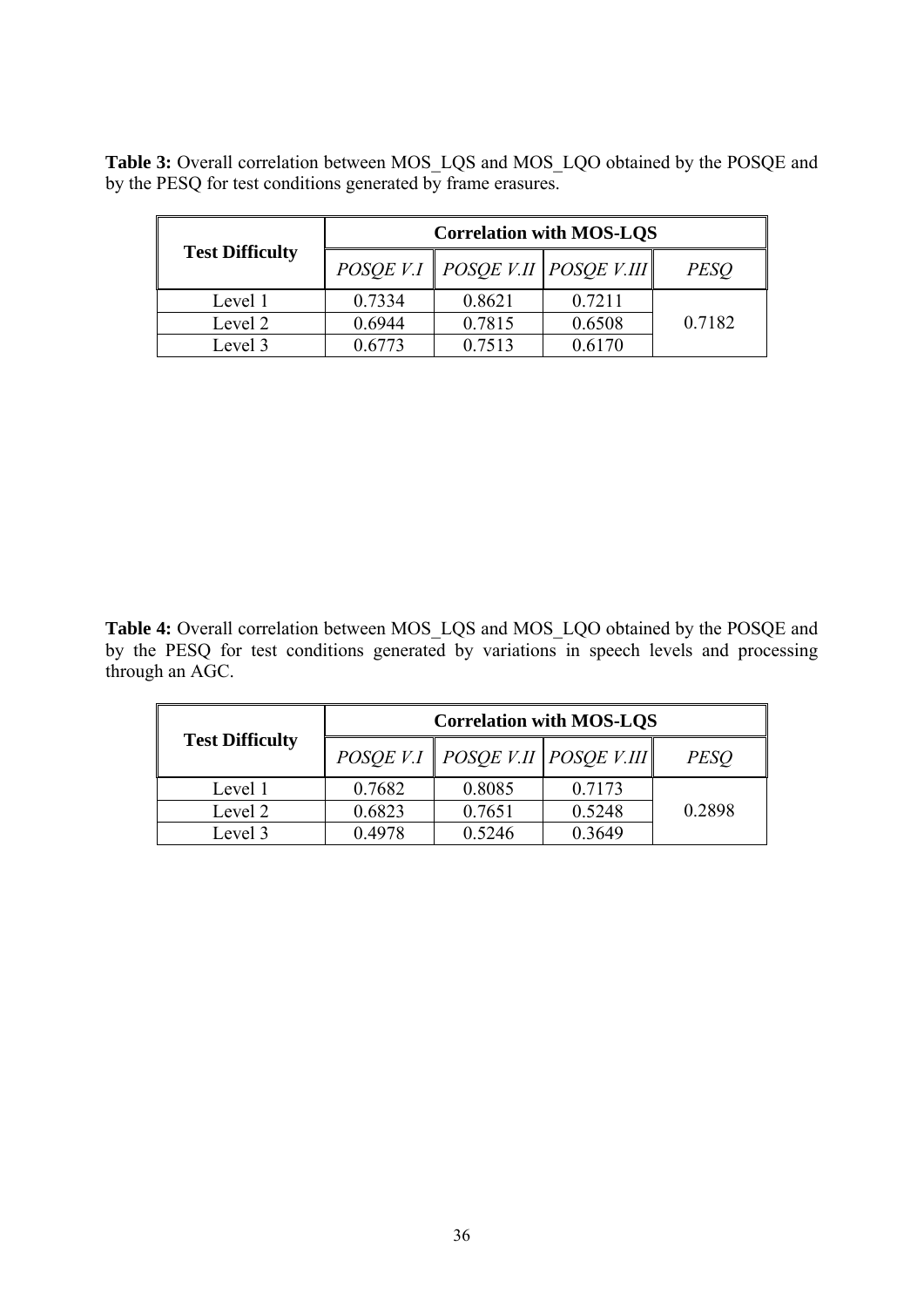**Table 3:** Overall correlation between MOS_LQS and MOS_LQO obtained by the POSQE and by the PESQ for test conditions generated by frame erasures.

| Test Difficulty | Correlation with MOS-LQS | | | |
|---|---|---|---|---|
| | *POSQE V.I* | *POSQE V.II* | *POSQE V.III* | *PESQ* |
| Level 1 | 0.7334 | 0.8621 | 0.7211 | 0.7182 |
| Level 2 | 0.6944 | 0.7815 | 0.6508 | |
| Level 3 | 0.6773 | 0.7513 | 0.6170 | |

**Table 4:** Overall correlation between MOS_LQS and MOS_LQO obtained by the POSQE and by the PESQ for test conditions generated by variations in speech levels and processing through an AGC.

| Test Difficulty | Correlation with MOS-LQS | | | |
|---|---|---|---|---|
| | *POSQE V.I* | *POSQE V.II* | *POSQE V.III* | *PESQ* |
| Level 1 | 0.7682 | 0.8085 | 0.7173 | 0.2898 |
| Level 2 | 0.6823 | 0.7651 | 0.5248 | |
| Level 3 | 0.4978 | 0.5246 | 0.3649 | |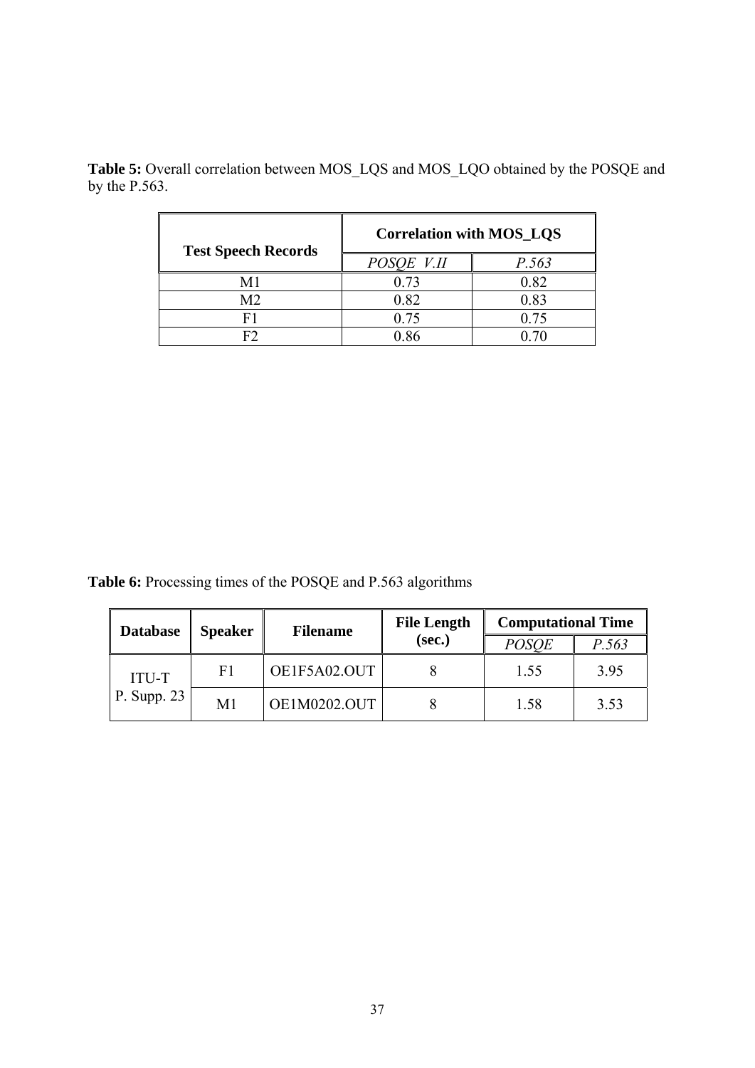**Table 5:** Overall correlation between MOS_LQS and MOS_LQO obtained by the POSQE and by the P.563.

| Test Speech Records | Correlation with MOS_LQS | |
|---|---|---|
| | *POSQE V.II* | *P.563* |
| M1 | 0.73 | 0.82 |
| M2 | 0.82 | 0.83 |
| F1 | 0.75 | 0.75 |
| F2 | 0.86 | 0.70 |

**Table 6:** Processing times of the POSQE and P.563 algorithms

| Database | Speaker | Filename | File Length (sec.) | Computational Time | |
|---|---|---|---|---|---|
| | | | | *POSQE* | *P.563* |
| ITU-T P. Supp. 23 | F1 | OE1F5A02.OUT | 8 | 1.55 | 3.95 |
| | M1 | OE1M0202.OUT | 8 | 1.58 | 3.53 |